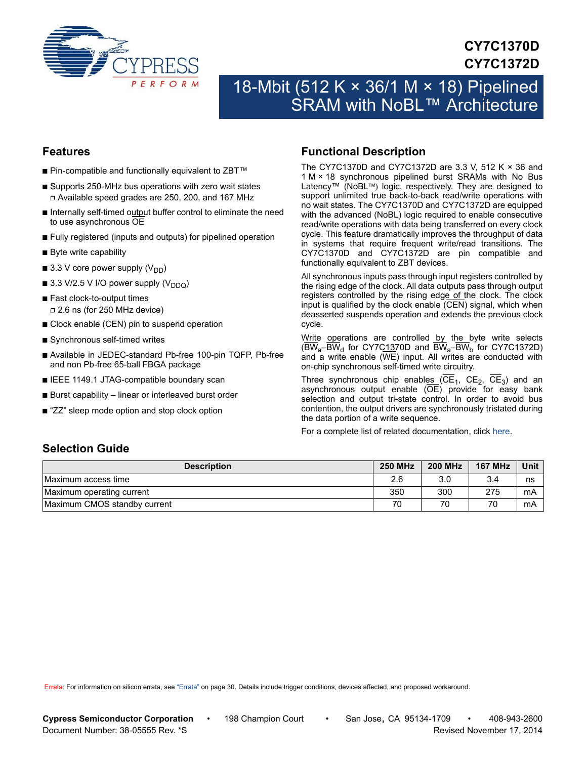# CY7C1370D
# CY7C1372D

# 18-Mbit (512 K × 36/1 M × 18) Pipelined SRAM with NoBL™ Architecture

## Features

- Pin-compatible and functionally equivalent to ZBT™
- Supports 250-MHz bus operations with zero wait states
  - Available speed grades are 250, 200, and 167 MHz
- Internally self-timed output buffer control to eliminate the need to use asynchronous $\overline{OE}$
- Fully registered (inputs and outputs) for pipelined operation
- Byte write capability
- 3.3 V core power supply ($V_{DD}$)
- 3.3 V/2.5 V I/O power supply ($V_{DDQ}$)
- Fast clock-to-output times
  - 2.6 ns (for 250 MHz device)
- Clock enable ($\overline{CEN}$) pin to suspend operation
- Synchronous self-timed writes
- Available in JEDEC-standard Pb-free 100-pin TQFP, Pb-free and non Pb-free 65-ball FBGA package
- IEEE 1149.1 JTAG-compatible boundary scan
- Burst capability – linear or interleaved burst order
- "ZZ" sleep mode option and stop clock option

## Functional Description

The CY7C1370D and CY7C1372D are 3.3 V, 512 K × 36 and 1 M × 18 synchronous pipelined burst SRAMs with No Bus Latency™ (NoBL™) logic, respectively. They are designed to support unlimited true back-to-back read/write operations with no wait states. The CY7C1370D and CY7C1372D are equipped with the advanced (NoBL) logic required to enable consecutive read/write operations with data being transferred on every clock cycle. This feature dramatically improves the throughput of data in systems that require frequent write/read transitions. The CY7C1370D and CY7C1372D are pin compatible and functionally equivalent to ZBT devices.

All synchronous inputs pass through input registers controlled by the rising edge of the clock. All data outputs pass through output registers controlled by the rising edge of the clock. The clock input is qualified by the clock enable ($\overline{CEN}$) signal, which when deasserted suspends operation and extends the previous clock cycle.

Write operations are controlled by the byte write selects ($\overline{BW}_a$–$\overline{BW}_d$ for CY7C1370D and $\overline{BW}_a$–$\overline{BW}_b$ for CY7C1372D) and a write enable ($\overline{WE}$) input. All writes are conducted with on-chip synchronous self-timed write circuitry.

Three synchronous chip enables ($\overline{CE}_1$, $CE_2$, $\overline{CE}_3$) and an asynchronous output enable ($\overline{OE}$) provide for easy bank selection and output tri-state control. In order to avoid bus contention, the output drivers are synchronously tristated during the data portion of a write sequence.

For a complete list of related documentation, click here.

## Selection Guide

| Description | 250 MHz | 200 MHz | 167 MHz | Unit |
|---|---|---|---|---|
| Maximum access time | 2.6 | 3.0 | 3.4 | ns |
| Maximum operating current | 350 | 300 | 275 | mA |
| Maximum CMOS standby current | 70 | 70 | 70 | mA |

Errata: For information on silicon errata, see "Errata" on page 30. Details include trigger conditions, devices affected, and proposed workaround.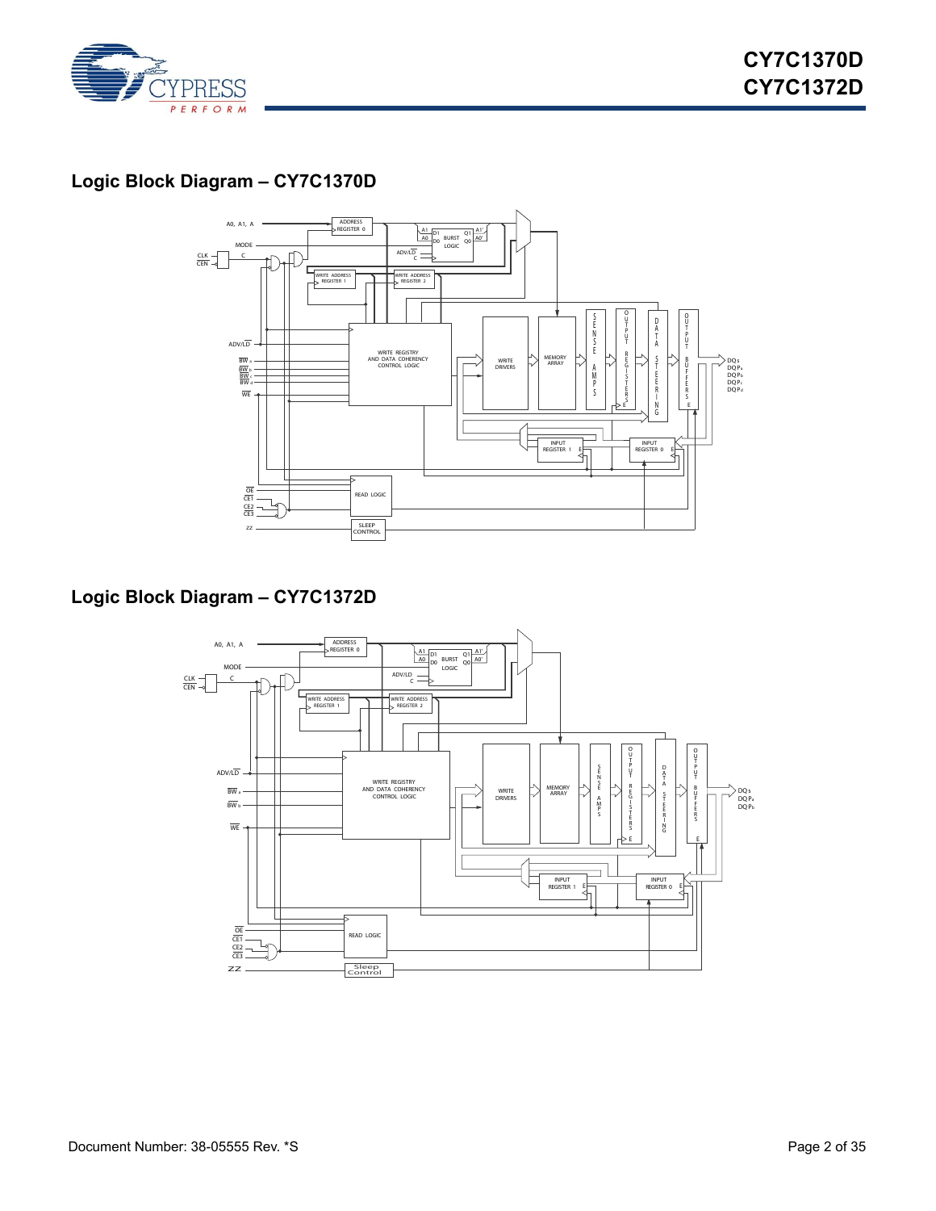## Logic Block Diagram – CY7C1370D

A0, A1, A

MODE

CLK

CEN

ADDRESS REGISTER 0

A1 A0 D1 D0 BURST LOGIC Q1 Q0 A1' A0'

ADV/LD

C

WRITE ADDRESS REGISTER 1

WRITE ADDRESS REGISTER 2

ADV/LD

BWa

BWb

BWc

BWd

WE

WRITE REGISTRY AND DATA COHERENCY CONTROL LOGIC

WRITE DRIVERS

MEMORY ARRAY

SENSE AMPS

OUTPUT REGISTERS

DATA STEERING

OUTPUT BUFFERS

DQs DQPa DQPb DQPc DQPd

INPUT REGISTER 1

INPUT REGISTER 0

OE

CE1

CE2

CE3

READ LOGIC

ZZ

SLEEP CONTROL

## Logic Block Diagram – CY7C1372D

A0, A1, A

MODE

CLK

CEN

ADDRESS REGISTER 0

A1 A0 D1 D0 BURST LOGIC Q1 Q0 A1' A0'

ADV/LD

C

WRITE ADDRESS REGISTER 1

WRITE ADDRESS REGISTER 2

ADV/LD

BWa

BWb

WE

WRITE REGISTRY AND DATA COHERENCY CONTROL LOGIC

WRITE DRIVERS

MEMORY ARRAY

SENSE AMPS

OUTPUT REGISTERS

DATA STEERING

OUTPUT BUFFERS

DQs DQPa DQPb

INPUT REGISTER 1

INPUT REGISTER 0

OE

CE1

CE2

CE3

READ LOGIC

ZZ

Sleep Control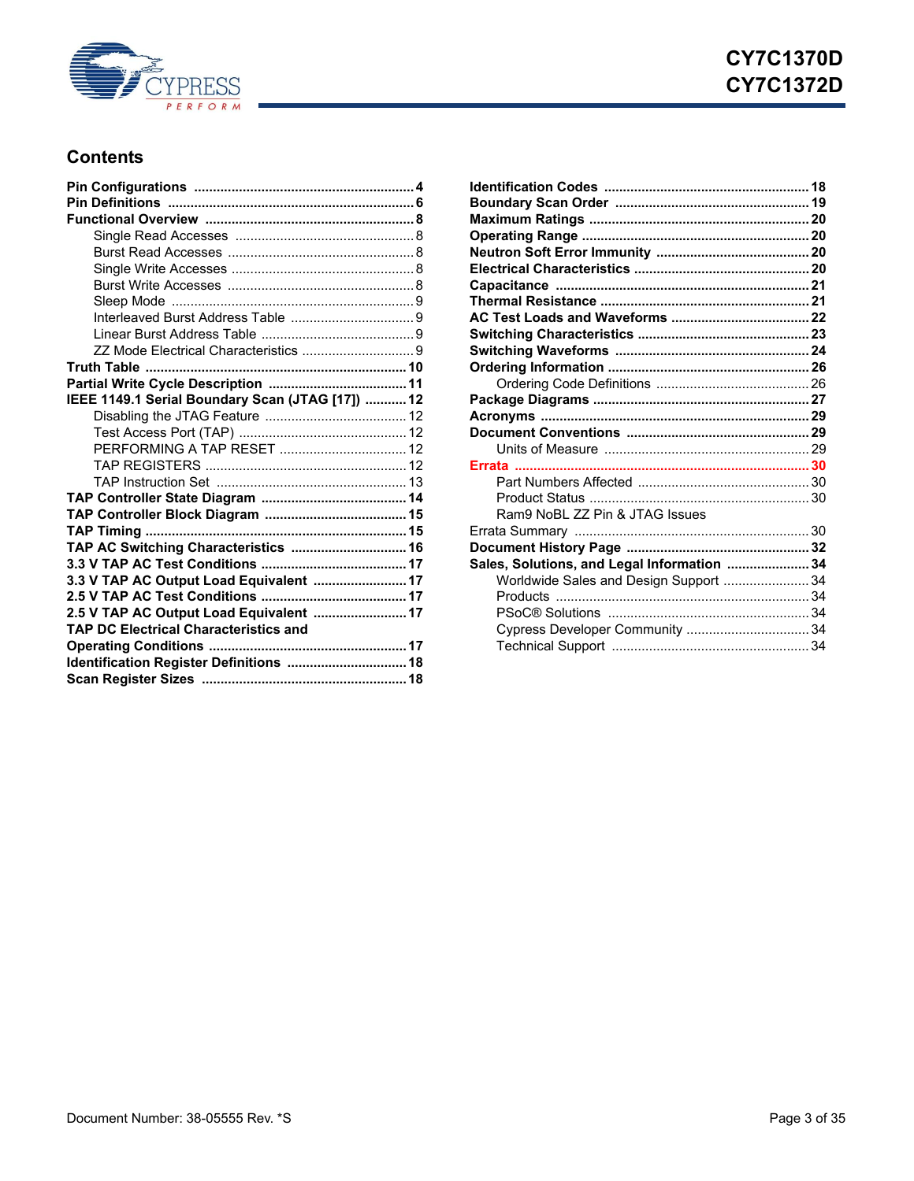## Contents

**Pin Configurations** ........................................................... 4
**Pin Definitions** .................................................................. 6
**Functional Overview** ........................................................ 8
  Single Read Accesses ................................................ 8
  Burst Read Accesses .................................................. 8
  Single Write Accesses ................................................ 8
  Burst Write Accesses .................................................. 8
  Sleep Mode ................................................................. 9
  Interleaved Burst Address Table ................................. 9
  Linear Burst Address Table ......................................... 9
  ZZ Mode Electrical Characteristics .............................. 9
**Truth Table** ..................................................................... 10
**Partial Write Cycle Description** ..................................... 11
**IEEE 1149.1 Serial Boundary Scan (JTAG [17])** ........... 12
  Disabling the JTAG Feature ...................................... 12
  Test Access Port (TAP) ............................................. 12
  PERFORMING A TAP RESET .................................. 12
  TAP REGISTERS ...................................................... 12
  TAP Instruction Set ................................................... 13
**TAP Controller State Diagram** ...................................... 14
**TAP Controller Block Diagram** ...................................... 15
**TAP Timing** ..................................................................... 15
**TAP AC Switching Characteristics** ............................... 16
**3.3 V TAP AC Test Conditions** ....................................... 17
**3.3 V TAP AC Output Load Equivalent** ......................... 17
**2.5 V TAP AC Test Conditions** ....................................... 17
**2.5 V TAP AC Output Load Equivalent** ......................... 17
**TAP DC Electrical Characteristics and Operating Conditions** ..................................................... 17
**Identification Register Definitions** ................................ 18
**Scan Register Sizes** ...................................................... 18
**Identification Codes** ...................................................... 18
**Boundary Scan Order** ................................................... 19
**Maximum Ratings** .......................................................... 20
**Operating Range** ............................................................ 20
**Neutron Soft Error Immunity** ........................................ 20
**Electrical Characteristics** .............................................. 20
**Capacitance** ................................................................... 21
**Thermal Resistance** ....................................................... 21
**AC Test Loads and Waveforms** ..................................... 22
**Switching Characteristics** .............................................. 23
**Switching Waveforms** ................................................... 24
**Ordering Information** ..................................................... 26
  Ordering Code Definitions ......................................... 26
**Package Diagrams** ......................................................... 27
**Acronyms** ....................................................................... 29
**Document Conventions** ................................................ 29
  Units of Measure ....................................................... 29
**Errata** .............................................................................. 30
  Part Numbers Affected .............................................. 30
  Product Status ........................................................... 30
  Ram9 NoBL ZZ Pin & JTAG Issues
Errata Summary ............................................................... 30
**Document History Page** ................................................ 32
**Sales, Solutions, and Legal Information** ...................... 34
  Worldwide Sales and Design Support ....................... 34
  Products ..................................................................... 34
  PSoC® Solutions ...................................................... 34
  Cypress Developer Community ................................. 34
  Technical Support ..................................................... 34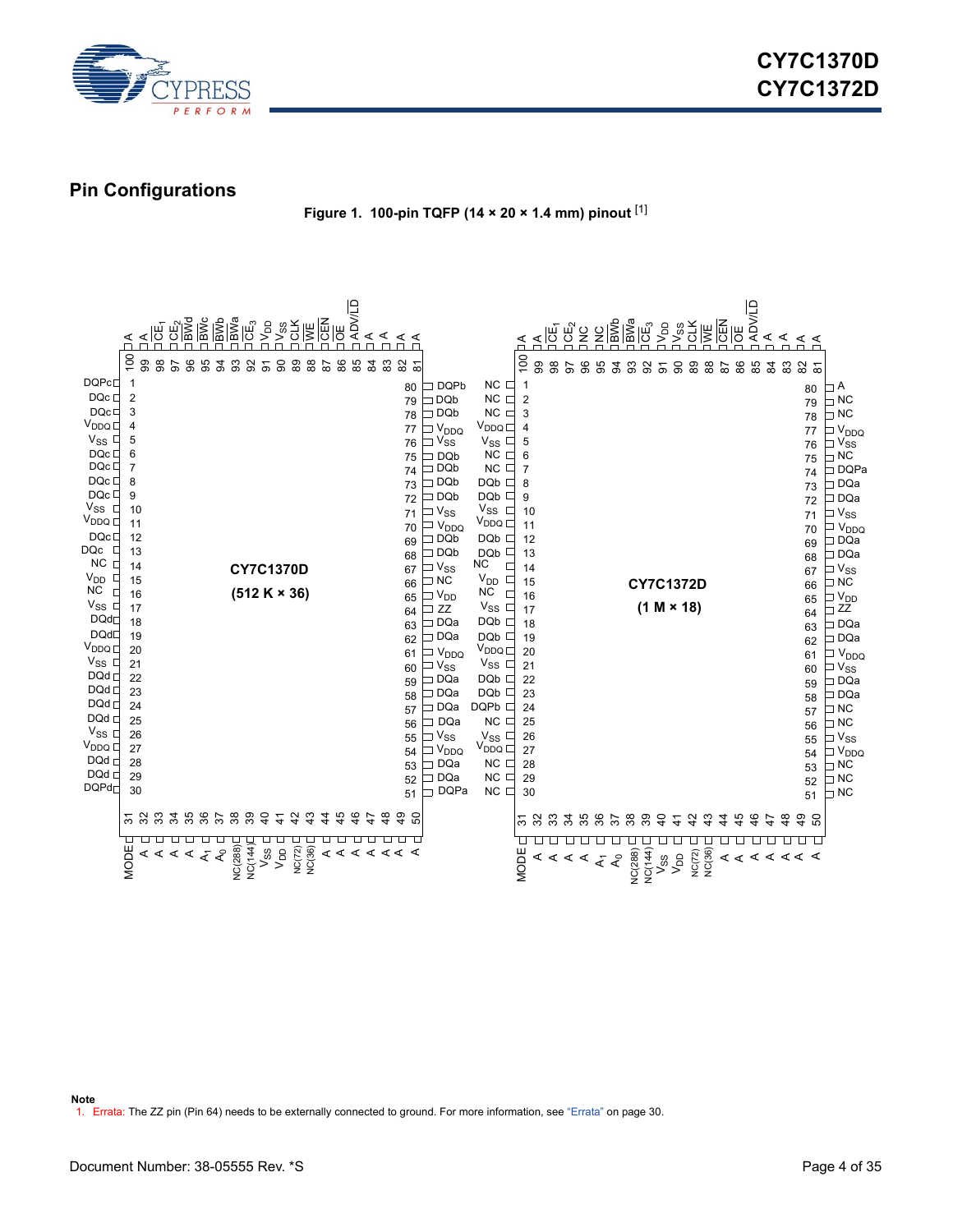## Pin Configurations

**Figure 1. 100-pin TQFP (14 × 20 × 1.4 mm) pinout** [1]

CY7C1370D

(512 K × 36)

| Pin | Name | Pin | Name |
|---|---|---|---|
| 1 | DQPc | 80 | DQPb |
| 2 | DQc | 79 | DQb |
| 3 | DQc | 78 | DQb |
| 4 | $V_{DDQ}$ | 77 | $V_{DDQ}$ |
| 5 | $V_{SS}$ | 76 | $V_{SS}$ |
| 6 | DQc | 75 | DQb |
| 7 | DQc | 74 | DQb |
| 8 | DQc | 73 | DQb |
| 9 | DQc | 72 | DQb |
| 10 | $V_{SS}$ | 71 | $V_{SS}$ |
| 11 | $V_{DDQ}$ | 70 | $V_{DDQ}$ |
| 12 | DQc | 69 | DQb |
| 13 | DQc | 68 | DQb |
| 14 | NC | 67 | $V_{SS}$ |
| 15 | $V_{DD}$ | 66 | NC |
| 16 | NC | 65 | $V_{DD}$ |
| 17 | $V_{SS}$ | 64 | ZZ |
| 18 | DQd | 63 | DQa |
| 19 | DQd | 62 | DQa |
| 20 | $V_{DDQ}$ | 61 | $V_{DDQ}$ |
| 21 | $V_{SS}$ | 60 | $V_{SS}$ |
| 22 | DQd | 59 | DQa |
| 23 | DQd | 58 | DQa |
| 24 | DQd | 57 | DQa |
| 25 | DQd | 56 | DQa |
| 26 | $V_{SS}$ | 55 | $V_{SS}$ |
| 27 | $V_{DDQ}$ | 54 | $V_{DDQ}$ |
| 28 | DQd | 53 | DQa |
| 29 | DQd | 52 | DQa |
| 30 | DQPd | 51 | DQPa |

Top (100–81): A, A, $\overline{CE_1}$, $CE_2$, $\overline{BWd}$, $\overline{BWc}$, $\overline{BWb}$, $\overline{BWa}$, $\overline{CE_3}$, $V_{DD}$, $V_{SS}$, CLK, $\overline{WE}$, $\overline{CEN}$, $\overline{OE}$, ADV/$\overline{LD}$, A, A, A, A

Bottom (31–50): MODE, A, A, A, A, $A_1$, $A_0$, NC(288), NC(144), $V_{SS}$, $V_{DD}$, NC(72), NC(36), A, A, A, A, A, A, A

CY7C1372D

(1 M × 18)

| Pin | Name | Pin | Name |
|---|---|---|---|
| 1 | NC | 80 | A |
| 2 | NC | 79 | NC |
| 3 | NC | 78 | NC |
| 4 | $V_{DDQ}$ | 77 | $V_{DDQ}$ |
| 5 | $V_{SS}$ | 76 | $V_{SS}$ |
| 6 | NC | 75 | NC |
| 7 | NC | 74 | DQPa |
| 8 | DQb | 73 | DQa |
| 9 | DQb | 72 | DQa |
| 10 | $V_{SS}$ | 71 | $V_{SS}$ |
| 11 | $V_{DDQ}$ | 70 | $V_{DDQ}$ |
| 12 | DQb | 69 | DQa |
| 13 | DQb | 68 | DQa |
| 14 | NC | 67 | $V_{SS}$ |
| 15 | $V_{DD}$ | 66 | NC |
| 16 | NC | 65 | $V_{DD}$ |
| 17 | $V_{SS}$ | 64 | ZZ |
| 18 | DQb | 63 | DQa |
| 19 | DQb | 62 | DQa |
| 20 | $V_{DDQ}$ | 61 | $V_{DDQ}$ |
| 21 | $V_{SS}$ | 60 | $V_{SS}$ |
| 22 | DQb | 59 | DQa |
| 23 | DQb | 58 | DQa |
| 24 | DQPb | 57 | NC |
| 25 | NC | 56 | NC |
| 26 | $V_{SS}$ | 55 | $V_{SS}$ |
| 27 | $V_{DDQ}$ | 54 | $V_{DDQ}$ |
| 28 | NC | 53 | NC |
| 29 | NC | 52 | NC |
| 30 | NC | 51 | NC |

Top (100–81): A, A, $\overline{CE_1}$, $CE_2$, NC, NC, $\overline{BWb}$, $\overline{BWa}$, $\overline{CE_3}$, $V_{DD}$, $V_{SS}$, CLK, $\overline{WE}$, $\overline{CEN}$, $\overline{OE}$, ADV/$\overline{LD}$, A, A, A, A

Bottom (31–50): MODE, A, A, A, A, $A_1$, $A_0$, NC(288), NC(144), $V_{SS}$, $V_{DD}$, NC(72), NC(36), A, A, A, A, A, A, A

**Note**

1. Errata: The ZZ pin (Pin 64) needs to be externally connected to ground. For more information, see "Errata" on page 30.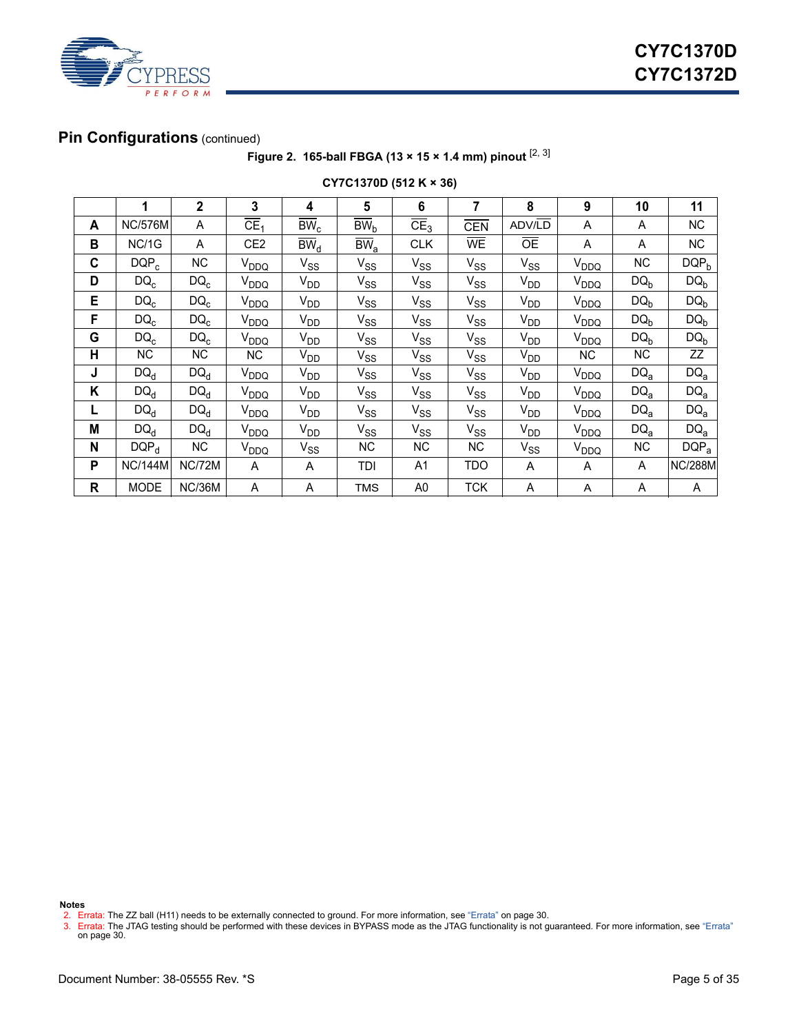## Pin Configurations (continued)

**Figure 2. 165-ball FBGA (13 × 15 × 1.4 mm) pinout** [2, 3]

**CY7C1370D (512 K × 36)**

| | 1 | 2 | 3 | 4 | 5 | 6 | 7 | 8 | 9 | 10 | 11 |
|---|---|---|---|---|---|---|---|---|---|---|---|
| **A** | NC/576M | A | $\overline{CE}_1$ | $\overline{BW}_c$ | $\overline{BW}_b$ | $\overline{CE}_3$ | $\overline{CEN}$ | ADV/$\overline{LD}$ | A | A | NC |
| **B** | NC/1G | A | CE2 | $\overline{BW}_d$ | $\overline{BW}_a$ | CLK | $\overline{WE}$ | $\overline{OE}$ | A | A | NC |
| **C** | $DQP_c$ | NC | $V_{DDQ}$ | $V_{SS}$ | $V_{SS}$ | $V_{SS}$ | $V_{SS}$ | $V_{SS}$ | $V_{DDQ}$ | NC | $DQP_b$ |
| **D** | $DQ_c$ | $DQ_c$ | $V_{DDQ}$ | $V_{DD}$ | $V_{SS}$ | $V_{SS}$ | $V_{SS}$ | $V_{DD}$ | $V_{DDQ}$ | $DQ_b$ | $DQ_b$ |
| **E** | $DQ_c$ | $DQ_c$ | $V_{DDQ}$ | $V_{DD}$ | $V_{SS}$ | $V_{SS}$ | $V_{SS}$ | $V_{DD}$ | $V_{DDQ}$ | $DQ_b$ | $DQ_b$ |
| **F** | $DQ_c$ | $DQ_c$ | $V_{DDQ}$ | $V_{DD}$ | $V_{SS}$ | $V_{SS}$ | $V_{SS}$ | $V_{DD}$ | $V_{DDQ}$ | $DQ_b$ | $DQ_b$ |
| **G** | $DQ_c$ | $DQ_c$ | $V_{DDQ}$ | $V_{DD}$ | $V_{SS}$ | $V_{SS}$ | $V_{SS}$ | $V_{DD}$ | $V_{DDQ}$ | $DQ_b$ | $DQ_b$ |
| **H** | NC | NC | NC | $V_{DD}$ | $V_{SS}$ | $V_{SS}$ | $V_{SS}$ | $V_{DD}$ | NC | NC | ZZ |
| **J** | $DQ_d$ | $DQ_d$ | $V_{DDQ}$ | $V_{DD}$ | $V_{SS}$ | $V_{SS}$ | $V_{SS}$ | $V_{DD}$ | $V_{DDQ}$ | $DQ_a$ | $DQ_a$ |
| **K** | $DQ_d$ | $DQ_d$ | $V_{DDQ}$ | $V_{DD}$ | $V_{SS}$ | $V_{SS}$ | $V_{SS}$ | $V_{DD}$ | $V_{DDQ}$ | $DQ_a$ | $DQ_a$ |
| **L** | $DQ_d$ | $DQ_d$ | $V_{DDQ}$ | $V_{DD}$ | $V_{SS}$ | $V_{SS}$ | $V_{SS}$ | $V_{DD}$ | $V_{DDQ}$ | $DQ_a$ | $DQ_a$ |
| **M** | $DQ_d$ | $DQ_d$ | $V_{DDQ}$ | $V_{DD}$ | $V_{SS}$ | $V_{SS}$ | $V_{SS}$ | $V_{DD}$ | $V_{DDQ}$ | $DQ_a$ | $DQ_a$ |
| **N** | $DQP_d$ | NC | $V_{DDQ}$ | $V_{SS}$ | NC | NC | NC | $V_{SS}$ | $V_{DDQ}$ | NC | $DQP_a$ |
| **P** | NC/144M | NC/72M | A | A | TDI | A1 | TDO | A | A | A | NC/288M |
| **R** | MODE | NC/36M | A | A | TMS | A0 | TCK | A | A | A | A |

**Notes**
2. Errata: The ZZ ball (H11) needs to be externally connected to ground. For more information, see "Errata" on page 30.
3. Errata: The JTAG testing should be performed with these devices in BYPASS mode as the JTAG functionality is not guaranteed. For more information, see "Errata" on page 30.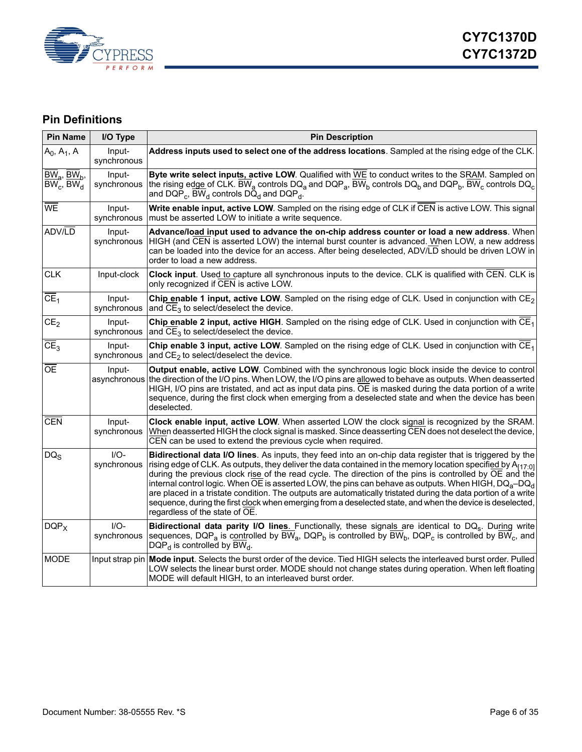## Pin Definitions

| Pin Name | I/O Type | Pin Description |
|---|---|---|
| $A_0$, $A_1$, A | Input-synchronous | **Address inputs used to select one of the address locations**. Sampled at the rising edge of the CLK. |
| $\overline{BW}_a$, $\overline{BW}_b$, $\overline{BW}_c$, $\overline{BW}_d$ | Input-synchronous | **Byte write select inputs, active LOW**. Qualified with $\overline{WE}$ to conduct writes to the SRAM. Sampled on the rising edge of CLK. $\overline{BW}_a$ controls $DQ_a$ and $DQP_a$, $\overline{BW}_b$ controls $DQ_b$ and $DQP_b$, $\overline{BW}_c$ controls $DQ_c$ and $DQP_c$, $\overline{BW}_d$ controls $DQ_d$ and $DQP_d$. |
| $\overline{WE}$ | Input-synchronous | **Write enable input, active LOW**. Sampled on the rising edge of CLK if $\overline{CEN}$ is active LOW. This signal must be asserted LOW to initiate a write sequence. |
| ADV/$\overline{LD}$ | Input-synchronous | **Advance/load input used to advance the on-chip address counter or load a new address**. When HIGH (and $\overline{CEN}$ is asserted LOW) the internal burst counter is advanced. When LOW, a new address can be loaded into the device for an access. After being deselected, ADV/$\overline{LD}$ should be driven LOW in order to load a new address. |
| CLK | Input-clock | **Clock input**. Used to capture all synchronous inputs to the device. CLK is qualified with $\overline{CEN}$. CLK is only recognized if $\overline{CEN}$ is active LOW. |
| $\overline{CE}_1$ | Input-synchronous | **Chip enable 1 input, active LOW**. Sampled on the rising edge of CLK. Used in conjunction with $CE_2$ and $\overline{CE}_3$ to select/deselect the device. |
| $CE_2$ | Input-synchronous | **Chip enable 2 input, active HIGH**. Sampled on the rising edge of CLK. Used in conjunction with $\overline{CE}_1$ and $\overline{CE}_3$ to select/deselect the device. |
| $\overline{CE}_3$ | Input-synchronous | **Chip enable 3 input, active LOW**. Sampled on the rising edge of CLK. Used in conjunction with $\overline{CE}_1$ and $CE_2$ to select/deselect the device. |
| $\overline{OE}$ | Input-asynchronous | **Output enable, active LOW**. Combined with the synchronous logic block inside the device to control the direction of the I/O pins. When LOW, the I/O pins are allowed to behave as outputs. When deasserted HIGH, I/O pins are tristated, and act as input data pins. $\overline{OE}$ is masked during the data portion of a write sequence, during the first clock when emerging from a deselected state and when the device has been deselected. |
| $\overline{CEN}$ | Input-synchronous | **Clock enable input, active LOW**. When asserted LOW the clock signal is recognized by the SRAM. When deasserted HIGH the clock signal is masked. Since deasserting $\overline{CEN}$ does not deselect the device, $\overline{CEN}$ can be used to extend the previous cycle when required. |
| $DQ_S$ | I/O-synchronous | **Bidirectional data I/O lines**. As inputs, they feed into an on-chip data register that is triggered by the rising edge of CLK. As outputs, they deliver the data contained in the memory location specified by $A_{[17:0]}$ during the previous clock rise of the read cycle. The direction of the pins is controlled by $\overline{OE}$ and the internal control logic. When $\overline{OE}$ is asserted LOW, the pins can behave as outputs. When HIGH, $DQ_a$–$DQ_d$ are placed in a tristate condition. The outputs are automatically tristated during the data portion of a write sequence, during the first clock when emerging from a deselected state, and when the device is deselected, regardless of the state of $\overline{OE}$. |
| $DQP_X$ | I/O-synchronous | **Bidirectional data parity I/O lines**. Functionally, these signals are identical to $DQ_s$. During write sequences, $DQP_a$ is controlled by $\overline{BW}_a$, $DQP_b$ is controlled by $\overline{BW}_b$, $DQP_c$ is controlled by $\overline{BW}_c$, and $DQP_d$ is controlled by $\overline{BW}_d$. |
| MODE | Input strap pin | **Mode input**. Selects the burst order of the device. Tied HIGH selects the interleaved burst order. Pulled LOW selects the linear burst order. MODE should not change states during operation. When left floating MODE will default HIGH, to an interleaved burst order. |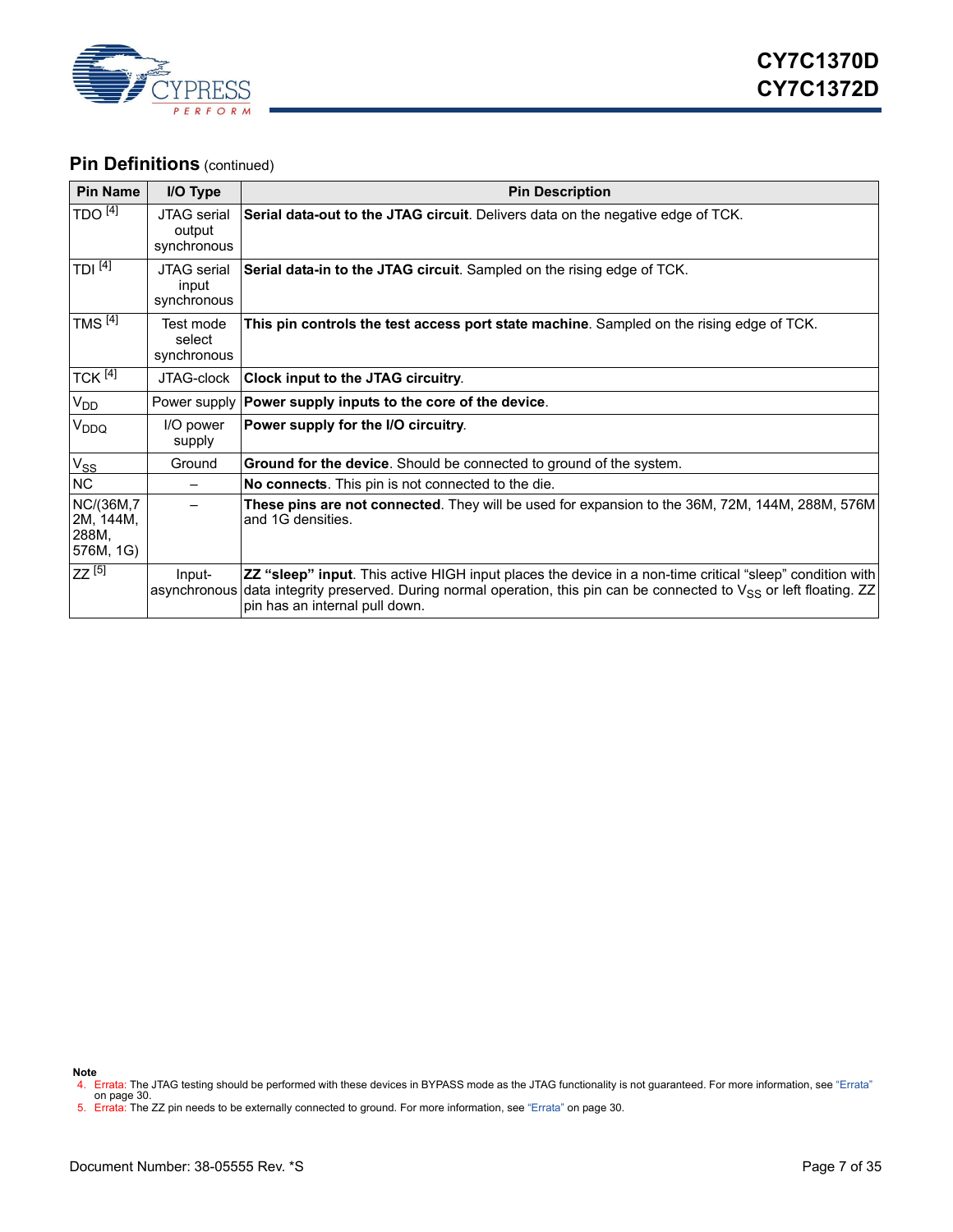## Pin Definitions (continued)

| Pin Name | I/O Type | Pin Description |
|---|---|---|
| TDO [4] | JTAG serial output synchronous | **Serial data-out to the JTAG circuit**. Delivers data on the negative edge of TCK. |
| TDI [4] | JTAG serial input synchronous | **Serial data-in to the JTAG circuit**. Sampled on the rising edge of TCK. |
| TMS [4] | Test mode select synchronous | **This pin controls the test access port state machine**. Sampled on the rising edge of TCK. |
| TCK [4] | JTAG-clock | **Clock input to the JTAG circuitry**. |
| $V_{DD}$ | Power supply | **Power supply inputs to the core of the device**. |
| $V_{DDQ}$ | I/O power supply | **Power supply for the I/O circuitry**. |
| $V_{SS}$ | Ground | **Ground for the device**. Should be connected to ground of the system. |
| NC | – | **No connects**. This pin is not connected to the die. |
| NC/(36M,72M, 144M, 288M, 576M, 1G) | – | **These pins are not connected**. They will be used for expansion to the 36M, 72M, 144M, 288M, 576M and 1G densities. |
| ZZ [5] | Input-asynchronous | **ZZ "sleep" input**. This active HIGH input places the device in a non-time critical "sleep" condition with data integrity preserved. During normal operation, this pin can be connected to $V_{SS}$ or left floating. ZZ pin has an internal pull down. |

**Note**

4. Errata: The JTAG testing should be performed with these devices in BYPASS mode as the JTAG functionality is not guaranteed. For more information, see "Errata" on page 30.
5. Errata: The ZZ pin needs to be externally connected to ground. For more information, see "Errata" on page 30.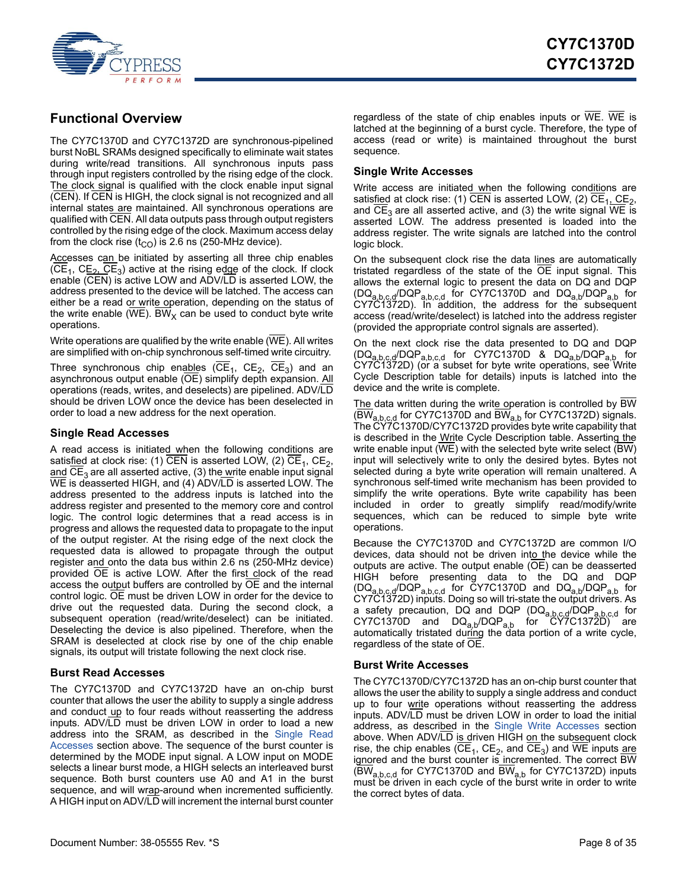## Functional Overview

The CY7C1370D and CY7C1372D are synchronous-pipelined burst NoBL SRAMs designed specifically to eliminate wait states during write/read transitions. All synchronous inputs pass through input registers controlled by the rising edge of the clock. The clock signal is qualified with the clock enable input signal (CEN). If CEN is HIGH, the clock signal is not recognized and all internal states are maintained. All synchronous operations are qualified with CEN. All data outputs pass through output registers controlled by the rising edge of the clock. Maximum access delay from the clock rise ($t_{CO}$) is 2.6 ns (250-MHz device).

Accesses can be initiated by asserting all three chip enables ($\overline{CE}_1$, $CE_2$, $\overline{CE}_3$) active at the rising edge of the clock. If clock enable (CEN) is active LOW and ADV/LD is asserted LOW, the address presented to the device will be latched. The access can either be a read or write operation, depending on the status of the write enable (WE). $BW_X$ can be used to conduct byte write operations.

Write operations are qualified by the write enable (WE). All writes are simplified with on-chip synchronous self-timed write circuitry.

Three synchronous chip enables ($\overline{CE}_1$, $CE_2$, $\overline{CE}_3$) and an asynchronous output enable (OE) simplify depth expansion. All operations (reads, writes, and deselects) are pipelined. ADV/LD should be driven LOW once the device has been deselected in order to load a new address for the next operation.

### Single Read Accesses

A read access is initiated when the following conditions are satisfied at clock rise: (1) CEN is asserted LOW, (2) $\overline{CE}_1$, $CE_2$, and $\overline{CE}_3$ are all asserted active, (3) the write enable input signal WE is deasserted HIGH, and (4) ADV/LD is asserted LOW. The address presented to the address inputs is latched into the address register and presented to the memory core and control logic. The control logic determines that a read access is in progress and allows the requested data to propagate to the input of the output register. At the rising edge of the next clock the requested data is allowed to propagate through the output register and onto the data bus within 2.6 ns (250-MHz device) provided OE is active LOW. After the first clock of the read access the output buffers are controlled by OE and the internal control logic. OE must be driven LOW in order for the device to drive out the requested data. During the second clock, a subsequent operation (read/write/deselect) can be initiated. Deselecting the device is also pipelined. Therefore, when the SRAM is deselected at clock rise by one of the chip enable signals, its output will tristate following the next clock rise.

### Burst Read Accesses

The CY7C1370D and CY7C1372D have an on-chip burst counter that allows the user the ability to supply a single address and conduct up to four reads without reasserting the address inputs. ADV/LD must be driven LOW in order to load a new address into the SRAM, as described in the Single Read Accesses section above. The sequence of the burst counter is determined by the MODE input signal. A LOW input on MODE selects a linear burst mode, a HIGH selects an interleaved burst sequence. Both burst counters use A0 and A1 in the burst sequence, and will wrap-around when incremented sufficiently. A HIGH input on ADV/LD will increment the internal burst counter regardless of the state of chip enables inputs or WE. WE is latched at the beginning of a burst cycle. Therefore, the type of access (read or write) is maintained throughout the burst sequence.

### Single Write Accesses

Write access are initiated when the following conditions are satisfied at clock rise: (1) CEN is asserted LOW, (2) $\overline{CE}_1$, $CE_2$, and $\overline{CE}_3$ are all asserted active, and (3) the write signal WE is asserted LOW. The address presented is loaded into the address register. The write signals are latched into the control logic block.

On the subsequent clock rise the data lines are automatically tristated regardless of the state of the OE input signal. This allows the external logic to present the data on DQ and DQP ($DQ_{a,b,c,d}$/$DQP_{a,b,c,d}$ for CY7C1370D and $DQ_{a,b}$/$DQP_{a,b}$ for CY7C1372D). In addition, the address for the subsequent access (read/write/deselect) is latched into the address register (provided the appropriate control signals are asserted).

On the next clock rise the data presented to DQ and DQP ($DQ_{a,b,c,d}$/$DQP_{a,b,c,d}$ for CY7C1370D & $DQ_{a,b}$/$DQP_{a,b}$ for CY7C1372D) (or a subset for byte write operations, see Write Cycle Description table for details) inputs is latched into the device and the write is complete.

The data written during the write operation is controlled by BW ($BW_{a,b,c,d}$ for CY7C1370D and $BW_{a,b}$ for CY7C1372D) signals. The CY7C1370D/CY7C1372D provides byte write capability that is described in the Write Cycle Description table. Asserting the write enable input (WE) with the selected byte write select (BW) input will selectively write to only the desired bytes. Bytes not selected during a byte write operation will remain unaltered. A synchronous self-timed write mechanism has been provided to simplify the write operations. Byte write capability has been included in order to greatly simplify read/modify/write sequences, which can be reduced to simple byte write operations.

Because the CY7C1370D and CY7C1372D are common I/O devices, data should not be driven into the device while the outputs are active. The output enable (OE) can be deasserted HIGH before presenting data to the DQ and DQP ($DQ_{a,b,c,d}$/$DQP_{a,b,c,d}$ for CY7C1370D and $DQ_{a,b}$/$DQP_{a,b}$ for CY7C1372D) inputs. Doing so will tri-state the output drivers. As a safety precaution, DQ and DQP ($DQ_{a,b,c,d}$/$DQP_{a,b,c,d}$ for CY7C1370D and $DQ_{a,b}$/$DQP_{a,b}$ for CY7C1372D) are automatically tristated during the data portion of a write cycle, regardless of the state of OE.

### Burst Write Accesses

The CY7C1370D/CY7C1372D has an on-chip burst counter that allows the user the ability to supply a single address and conduct up to four write operations without reasserting the address inputs. ADV/LD must be driven LOW in order to load the initial address, as described in the Single Write Accesses section above. When ADV/LD is driven HIGH on the subsequent clock rise, the chip enables ($\overline{CE}_1$, $CE_2$, and $\overline{CE}_3$) and WE inputs are ignored and the burst counter is incremented. The correct BW ($BW_{a,b,c,d}$ for CY7C1370D and $BW_{a,b}$ for CY7C1372D) inputs must be driven in each cycle of the burst write in order to write the correct bytes of data.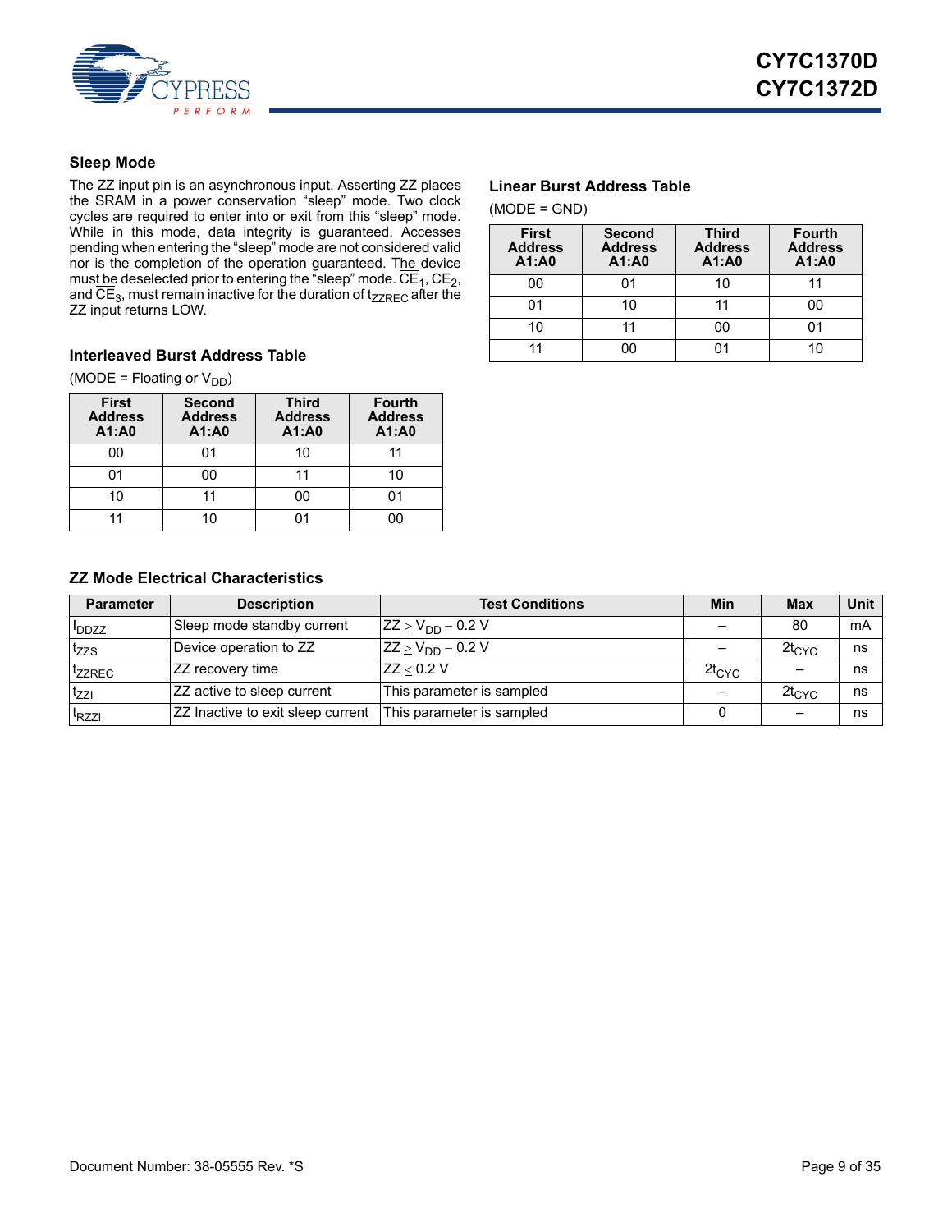### Sleep Mode

The ZZ input pin is an asynchronous input. Asserting ZZ places the SRAM in a power conservation "sleep" mode. Two clock cycles are required to enter into or exit from this "sleep" mode. While in this mode, data integrity is guaranteed. Accesses pending when entering the "sleep" mode are not considered valid nor is the completion of the operation guaranteed. The device must be deselected prior to entering the "sleep" mode. $\overline{CE_1}$, $CE_2$, and $\overline{CE_3}$, must remain inactive for the duration of $t_{ZZREC}$ after the ZZ input returns LOW.

### Interleaved Burst Address Table

(MODE = Floating or $V_{DD}$)

| First Address A1:A0 | Second Address A1:A0 | Third Address A1:A0 | Fourth Address A1:A0 |
|---|---|---|---|
| 00 | 01 | 10 | 11 |
| 01 | 00 | 11 | 10 |
| 10 | 11 | 00 | 01 |
| 11 | 10 | 01 | 00 |

### Linear Burst Address Table

(MODE = GND)

| First Address A1:A0 | Second Address A1:A0 | Third Address A1:A0 | Fourth Address A1:A0 |
|---|---|---|---|
| 00 | 01 | 10 | 11 |
| 01 | 10 | 11 | 00 |
| 10 | 11 | 00 | 01 |
| 11 | 00 | 01 | 10 |

### ZZ Mode Electrical Characteristics

| Parameter | Description | Test Conditions | Min | Max | Unit |
|---|---|---|---|---|---|
| $I_{DDZZ}$ | Sleep mode standby current | $ZZ \geq V_{DD} - 0.2$ V | – | 80 | mA |
| $t_{ZZS}$ | Device operation to ZZ | $ZZ \geq V_{DD} - 0.2$ V | – | $2t_{CYC}$ | ns |
| $t_{ZZREC}$ | ZZ recovery time | $ZZ \leq 0.2$ V | $2t_{CYC}$ | – | ns |
| $t_{ZZI}$ | ZZ active to sleep current | This parameter is sampled | – | $2t_{CYC}$ | ns |
| $t_{RZZI}$ | ZZ Inactive to exit sleep current | This parameter is sampled | 0 | – | ns |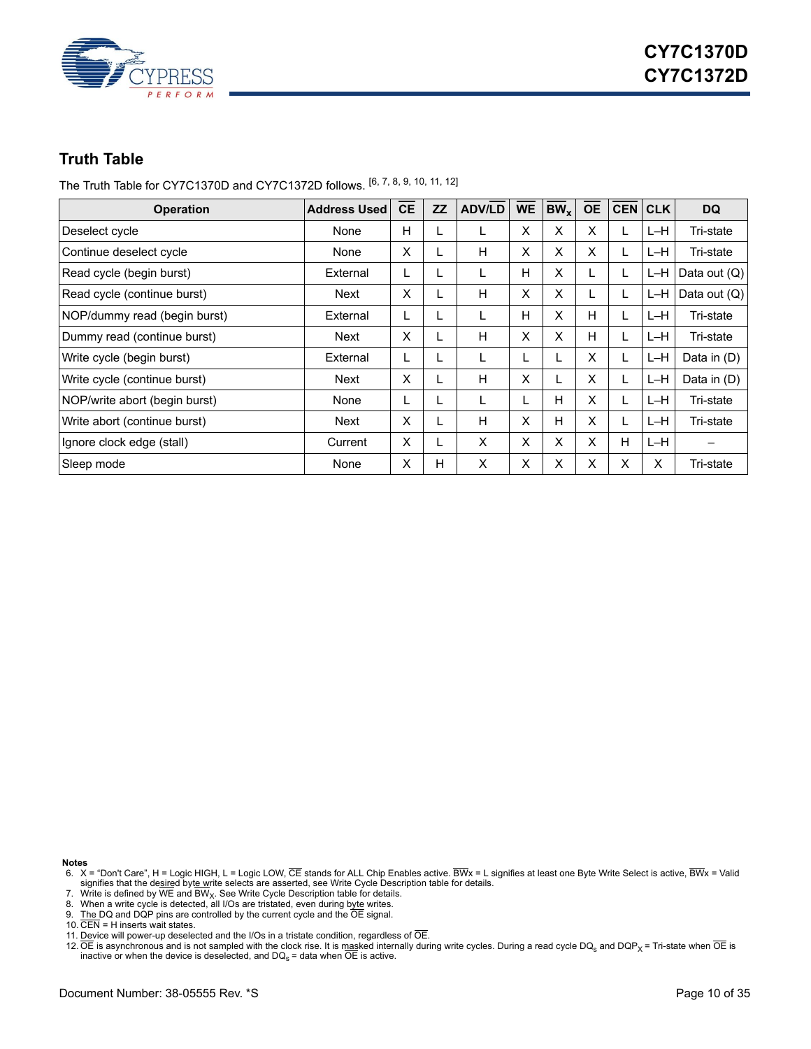## Truth Table

The Truth Table for CY7C1370D and CY7C1372D follows. [6, 7, 8, 9, 10, 11, 12]

| Operation | Address Used | CE | ZZ | ADV/LD | WE | $BW_x$ | OE | CEN | CLK | DQ |
|---|---|---|---|---|---|---|---|---|---|---|
| Deselect cycle | None | H | L | L | X | X | X | L | L–H | Tri-state |
| Continue deselect cycle | None | X | L | H | X | X | X | L | L–H | Tri-state |
| Read cycle (begin burst) | External | L | L | L | H | X | L | L | L–H | Data out (Q) |
| Read cycle (continue burst) | Next | X | L | H | X | X | L | L | L–H | Data out (Q) |
| NOP/dummy read (begin burst) | External | L | L | L | H | X | H | L | L–H | Tri-state |
| Dummy read (continue burst) | Next | X | L | H | X | X | H | L | L–H | Tri-state |
| Write cycle (begin burst) | External | L | L | L | L | L | X | L | L–H | Data in (D) |
| Write cycle (continue burst) | Next | X | L | H | X | L | X | L | L–H | Data in (D) |
| NOP/write abort (begin burst) | None | L | L | L | L | H | X | L | L–H | Tri-state |
| Write abort (continue burst) | Next | X | L | H | X | H | X | L | L–H | Tri-state |
| Ignore clock edge (stall) | Current | X | L | X | X | X | X | H | L–H | – |
| Sleep mode | None | X | H | X | X | X | X | X | X | Tri-state |

**Notes**

6. X = "Don't Care", H = Logic HIGH, L = Logic LOW, CE stands for ALL Chip Enables active. BWx = L signifies at least one Byte Write Select is active, BWx = Valid signifies that the desired byte write selects are asserted, see Write Cycle Description table for details.
7. Write is defined by WE and $BW_X$. See Write Cycle Description table for details.
8. When a write cycle is detected, all I/Os are tristated, even during byte writes.
9. The DQ and DQP pins are controlled by the current cycle and the OE signal.
10. CEN = H inserts wait states.
11. Device will power-up deselected and the I/Os in a tristate condition, regardless of OE.
12. OE is asynchronous and is not sampled with the clock rise. It is masked internally during write cycles. During a read cycle $DQ_s$ and $DQP_X$ = Tri-state when OE is inactive or when the device is deselected, and $DQ_s$ = data when OE is active.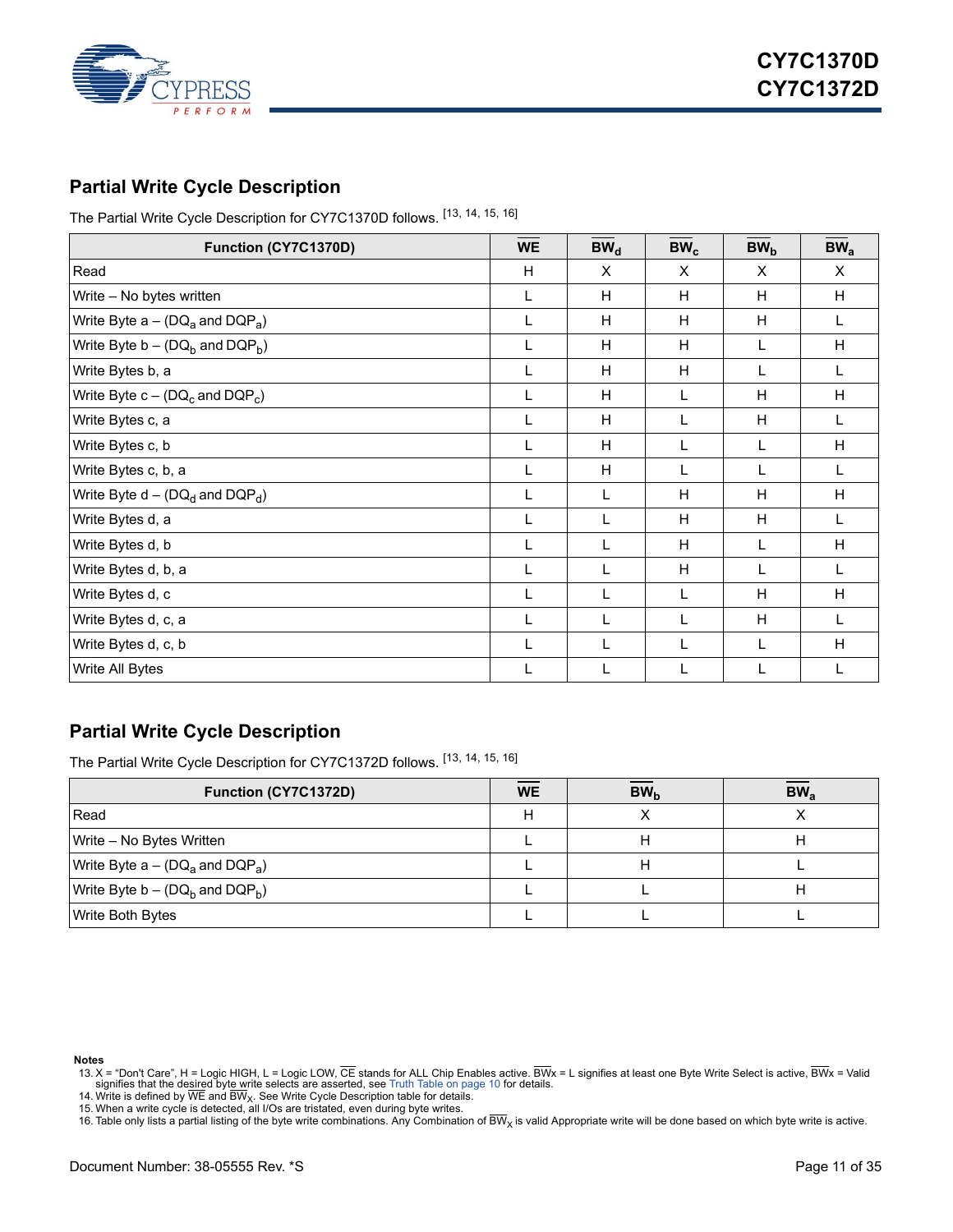## Partial Write Cycle Description

The Partial Write Cycle Description for CY7C1370D follows. [13, 14, 15, 16]

| Function (CY7C1370D) | $\overline{WE}$ | $\overline{BW}_d$ | $\overline{BW}_c$ | $\overline{BW}_b$ | $\overline{BW}_a$ |
|---|---|---|---|---|---|
| Read | H | X | X | X | X |
| Write – No bytes written | L | H | H | H | H |
| Write Byte a – ($DQ_a$ and $DQP_a$) | L | H | H | H | L |
| Write Byte b – ($DQ_b$ and $DQP_b$) | L | H | H | L | H |
| Write Bytes b, a | L | H | H | L | L |
| Write Byte c – ($DQ_c$ and $DQP_c$) | L | H | L | H | H |
| Write Bytes c, a | L | H | L | H | L |
| Write Bytes c, b | L | H | L | L | H |
| Write Bytes c, b, a | L | H | L | L | L |
| Write Byte d – ($DQ_d$ and $DQP_d$) | L | L | H | H | H |
| Write Bytes d, a | L | L | H | H | L |
| Write Bytes d, b | L | L | H | L | H |
| Write Bytes d, b, a | L | L | H | L | L |
| Write Bytes d, c | L | L | L | H | H |
| Write Bytes d, c, a | L | L | L | H | L |
| Write Bytes d, c, b | L | L | L | L | H |
| Write All Bytes | L | L | L | L | L |

## Partial Write Cycle Description

The Partial Write Cycle Description for CY7C1372D follows. [13, 14, 15, 16]

| Function (CY7C1372D) | $\overline{WE}$ | $\overline{BW}_b$ | $\overline{BW}_a$ |
|---|---|---|---|
| Read | H | X | X |
| Write – No Bytes Written | L | H | H |
| Write Byte a – ($DQ_a$ and $DQP_a$) | L | H | L |
| Write Byte b – ($DQ_b$ and $DQP_b$) | L | L | H |
| Write Both Bytes | L | L | L |

**Notes**

13. X = "Don't Care", H = Logic HIGH, L = Logic LOW, $\overline{CE}$ stands for ALL Chip Enables active. $\overline{BWx}$ = L signifies at least one Byte Write Select is active, $\overline{BWx}$ = Valid signifies that the desired byte write selects are asserted, see Truth Table on page 10 for details.
14. Write is defined by $\overline{WE}$ and $\overline{BW}_X$. See Write Cycle Description table for details.
15. When a write cycle is detected, all I/Os are tristated, even during byte writes.
16. Table only lists a partial listing of the byte write combinations. Any Combination of $\overline{BW}_X$ is valid Appropriate write will be done based on which byte write is active.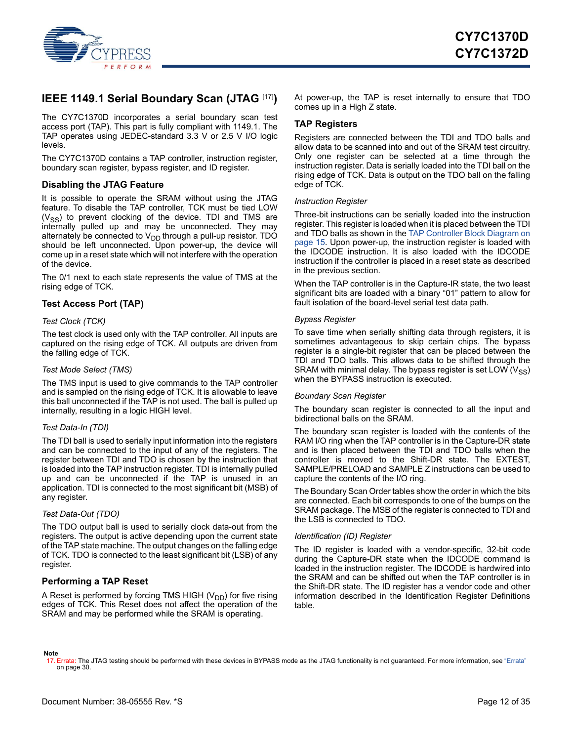## IEEE 1149.1 Serial Boundary Scan (JTAG [17])

The CY7C1370D incorporates a serial boundary scan test access port (TAP). This part is fully compliant with 1149.1. The TAP operates using JEDEC-standard 3.3 V or 2.5 V I/O logic levels.

The CY7C1370D contains a TAP controller, instruction register, boundary scan register, bypass register, and ID register.

### Disabling the JTAG Feature

It is possible to operate the SRAM without using the JTAG feature. To disable the TAP controller, TCK must be tied LOW ($V_{SS}$) to prevent clocking of the device. TDI and TMS are internally pulled up and may be unconnected. They may alternately be connected to $V_{DD}$ through a pull-up resistor. TDO should be left unconnected. Upon power-up, the device will come up in a reset state which will not interfere with the operation of the device.

The 0/1 next to each state represents the value of TMS at the rising edge of TCK.

### Test Access Port (TAP)

*Test Clock (TCK)*

The test clock is used only with the TAP controller. All inputs are captured on the rising edge of TCK. All outputs are driven from the falling edge of TCK.

*Test Mode Select (TMS)*

The TMS input is used to give commands to the TAP controller and is sampled on the rising edge of TCK. It is allowable to leave this ball unconnected if the TAP is not used. The ball is pulled up internally, resulting in a logic HIGH level.

*Test Data-In (TDI)*

The TDI ball is used to serially input information into the registers and can be connected to the input of any of the registers. The register between TDI and TDO is chosen by the instruction that is loaded into the TAP instruction register. TDI is internally pulled up and can be unconnected if the TAP is unused in an application. TDI is connected to the most significant bit (MSB) of any register.

*Test Data-Out (TDO)*

The TDO output ball is used to serially clock data-out from the registers. The output is active depending upon the current state of the TAP state machine. The output changes on the falling edge of TCK. TDO is connected to the least significant bit (LSB) of any register.

### Performing a TAP Reset

A Reset is performed by forcing TMS HIGH ($V_{DD}$) for five rising edges of TCK. This Reset does not affect the operation of the SRAM and may be performed while the SRAM is operating.

At power-up, the TAP is reset internally to ensure that TDO comes up in a High Z state.

### TAP Registers

Registers are connected between the TDI and TDO balls and allow data to be scanned into and out of the SRAM test circuitry. Only one register can be selected at a time through the instruction register. Data is serially loaded into the TDI ball on the rising edge of TCK. Data is output on the TDO ball on the falling edge of TCK.

*Instruction Register*

Three-bit instructions can be serially loaded into the instruction register. This register is loaded when it is placed between the TDI and TDO balls as shown in the TAP Controller Block Diagram on page 15. Upon power-up, the instruction register is loaded with the IDCODE instruction. It is also loaded with the IDCODE instruction if the controller is placed in a reset state as described in the previous section.

When the TAP controller is in the Capture-IR state, the two least significant bits are loaded with a binary "01" pattern to allow for fault isolation of the board-level serial test data path.

*Bypass Register*

To save time when serially shifting data through registers, it is sometimes advantageous to skip certain chips. The bypass register is a single-bit register that can be placed between the TDI and TDO balls. This allows data to be shifted through the SRAM with minimal delay. The bypass register is set LOW ($V_{SS}$) when the BYPASS instruction is executed.

*Boundary Scan Register*

The boundary scan register is connected to all the input and bidirectional balls on the SRAM.

The boundary scan register is loaded with the contents of the RAM I/O ring when the TAP controller is in the Capture-DR state and is then placed between the TDI and TDO balls when the controller is moved to the Shift-DR state. The EXTEST, SAMPLE/PRELOAD and SAMPLE Z instructions can be used to capture the contents of the I/O ring.

The Boundary Scan Order tables show the order in which the bits are connected. Each bit corresponds to one of the bumps on the SRAM package. The MSB of the register is connected to TDI and the LSB is connected to TDO.

*Identification (ID) Register*

The ID register is loaded with a vendor-specific, 32-bit code during the Capture-DR state when the IDCODE command is loaded in the instruction register. The IDCODE is hardwired into the SRAM and can be shifted out when the TAP controller is in the Shift-DR state. The ID register has a vendor code and other information described in the Identification Register Definitions table.

**Note**

17. Errata: The JTAG testing should be performed with these devices in BYPASS mode as the JTAG functionality is not guaranteed. For more information, see "Errata" on page 30.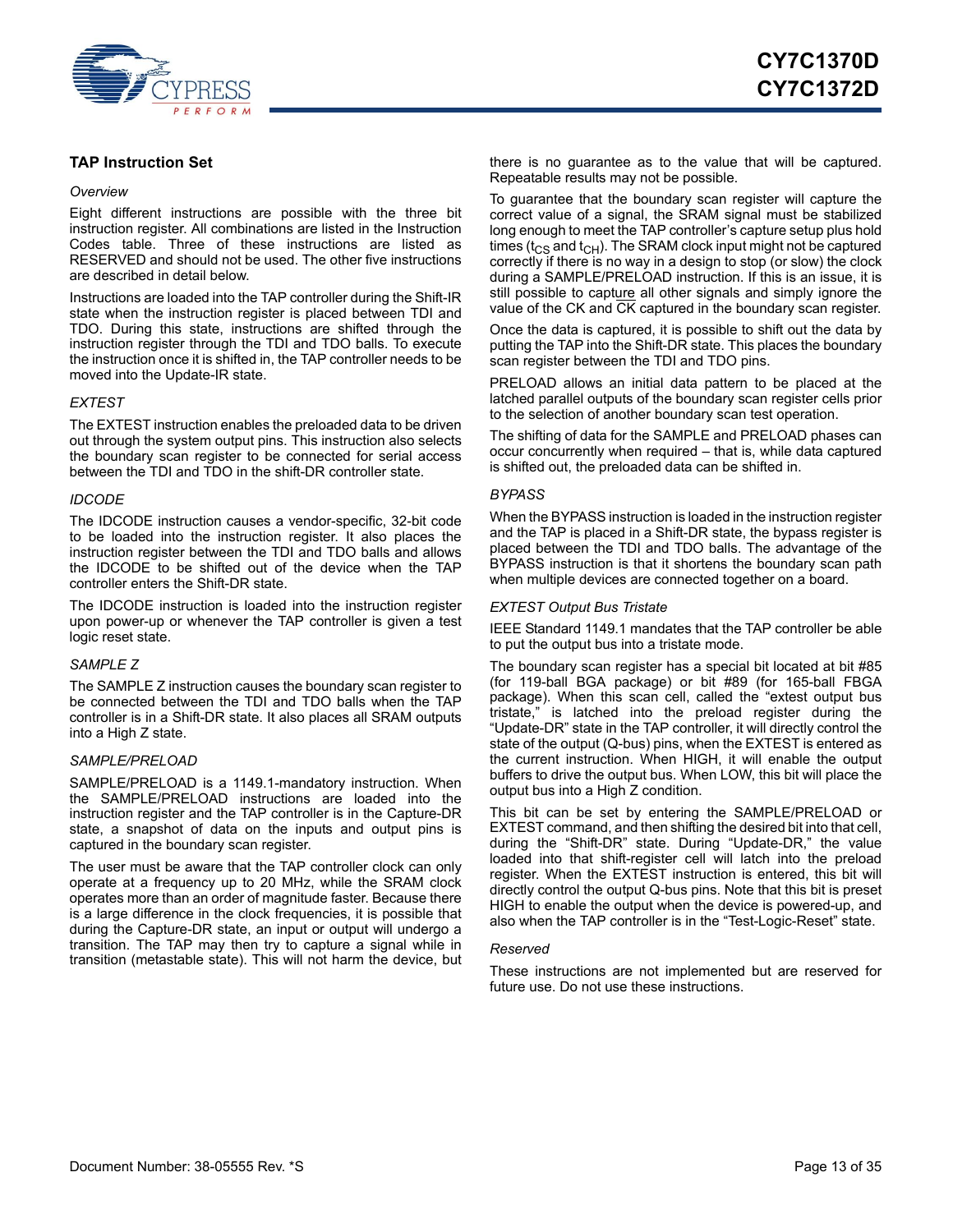## TAP Instruction Set

*Overview*

Eight different instructions are possible with the three bit instruction register. All combinations are listed in the Instruction Codes table. Three of these instructions are listed as RESERVED and should not be used. The other five instructions are described in detail below.

Instructions are loaded into the TAP controller during the Shift-IR state when the instruction register is placed between TDI and TDO. During this state, instructions are shifted through the instruction register through the TDI and TDO balls. To execute the instruction once it is shifted in, the TAP controller needs to be moved into the Update-IR state.

*EXTEST*

The EXTEST instruction enables the preloaded data to be driven out through the system output pins. This instruction also selects the boundary scan register to be connected for serial access between the TDI and TDO in the shift-DR controller state.

*IDCODE*

The IDCODE instruction causes a vendor-specific, 32-bit code to be loaded into the instruction register. It also places the instruction register between the TDI and TDO balls and allows the IDCODE to be shifted out of the device when the TAP controller enters the Shift-DR state.

The IDCODE instruction is loaded into the instruction register upon power-up or whenever the TAP controller is given a test logic reset state.

*SAMPLE Z*

The SAMPLE Z instruction causes the boundary scan register to be connected between the TDI and TDO balls when the TAP controller is in a Shift-DR state. It also places all SRAM outputs into a High Z state.

*SAMPLE/PRELOAD*

SAMPLE/PRELOAD is a 1149.1-mandatory instruction. When the SAMPLE/PRELOAD instructions are loaded into the instruction register and the TAP controller is in the Capture-DR state, a snapshot of data on the inputs and output pins is captured in the boundary scan register.

The user must be aware that the TAP controller clock can only operate at a frequency up to 20 MHz, while the SRAM clock operates more than an order of magnitude faster. Because there is a large difference in the clock frequencies, it is possible that during the Capture-DR state, an input or output will undergo a transition. The TAP may then try to capture a signal while in transition (metastable state). This will not harm the device, but there is no guarantee as to the value that will be captured. Repeatable results may not be possible.

To guarantee that the boundary scan register will capture the correct value of a signal, the SRAM signal must be stabilized long enough to meet the TAP controller's capture setup plus hold times ($t_{CS}$ and $t_{CH}$). The SRAM clock input might not be captured correctly if there is no way in a design to stop (or slow) the clock during a SAMPLE/PRELOAD instruction. If this is an issue, it is still possible to capture all other signals and simply ignore the value of the CK and $\overline{CK}$ captured in the boundary scan register.

Once the data is captured, it is possible to shift out the data by putting the TAP into the Shift-DR state. This places the boundary scan register between the TDI and TDO pins.

PRELOAD allows an initial data pattern to be placed at the latched parallel outputs of the boundary scan register cells prior to the selection of another boundary scan test operation.

The shifting of data for the SAMPLE and PRELOAD phases can occur concurrently when required – that is, while data captured is shifted out, the preloaded data can be shifted in.

*BYPASS*

When the BYPASS instruction is loaded in the instruction register and the TAP is placed in a Shift-DR state, the bypass register is placed between the TDI and TDO balls. The advantage of the BYPASS instruction is that it shortens the boundary scan path when multiple devices are connected together on a board.

*EXTEST Output Bus Tristate*

IEEE Standard 1149.1 mandates that the TAP controller be able to put the output bus into a tristate mode.

The boundary scan register has a special bit located at bit #85 (for 119-ball BGA package) or bit #89 (for 165-ball FBGA package). When this scan cell, called the "extest output bus tristate," is latched into the preload register during the "Update-DR" state in the TAP controller, it will directly control the state of the output (Q-bus) pins, when the EXTEST is entered as the current instruction. When HIGH, it will enable the output buffers to drive the output bus. When LOW, this bit will place the output bus into a High Z condition.

This bit can be set by entering the SAMPLE/PRELOAD or EXTEST command, and then shifting the desired bit into that cell, during the "Shift-DR" state. During "Update-DR," the value loaded into that shift-register cell will latch into the preload register. When the EXTEST instruction is entered, this bit will directly control the output Q-bus pins. Note that this bit is preset HIGH to enable the output when the device is powered-up, and also when the TAP controller is in the "Test-Logic-Reset" state.

*Reserved*

These instructions are not implemented but are reserved for future use. Do not use these instructions.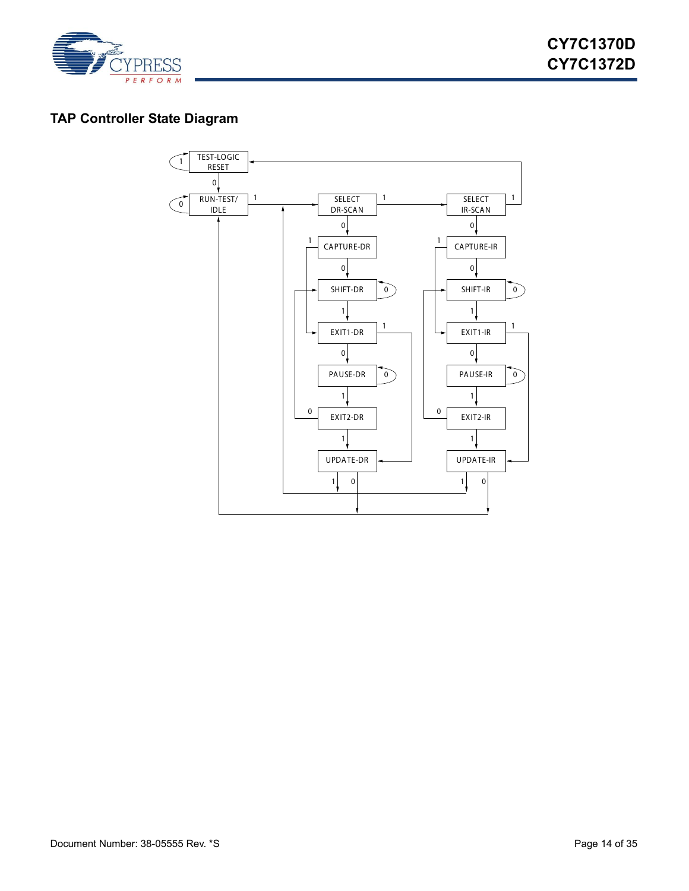## TAP Controller State Diagram

TEST-LOGIC RESET
1
0
RUN-TEST/ IDLE
0
1
SELECT DR-SCAN
1
SELECT IR-SCAN
1
0
0
CAPTURE-DR
1
CAPTURE-IR
1
0
0
SHIFT-DR
0
SHIFT-IR
0
1
1
EXIT1-DR
1
EXIT1-IR
1
0
0
PAUSE-DR
0
PAUSE-IR
0
1
1
EXIT2-DR
0
EXIT2-IR
0
1
1
UPDATE-DR
UPDATE-IR
1
0
1
0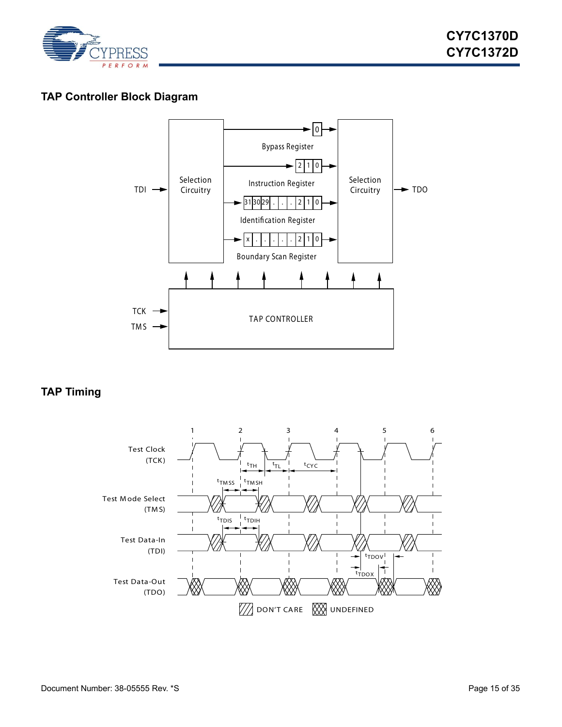## TAP Controller Block Diagram

TDI

Selection Circuitry

0

Bypass Register

2 1 0

Instruction Register

31 30 29 . . . 2 1 0

Identification Register

x . . . . . 2 1 0

Boundary Scan Register

Selection Circuitry

TDO

TCK

TMS

TAP CONTROLLER

## TAP Timing

1 2 3 4 5 6

Test Clock (TCK)

$t_{TH}$ $t_{TL}$ $t_{CYC}$

$t_{TMSS}$ $t_{TMSH}$

Test Mode Select (TMS)

$t_{TDIS}$ $t_{TDIH}$

Test Data-In (TDI)

$t_{TDOV}$

$t_{TDOX}$

Test Data-Out (TDO)

DON'T CARE

UNDEFINED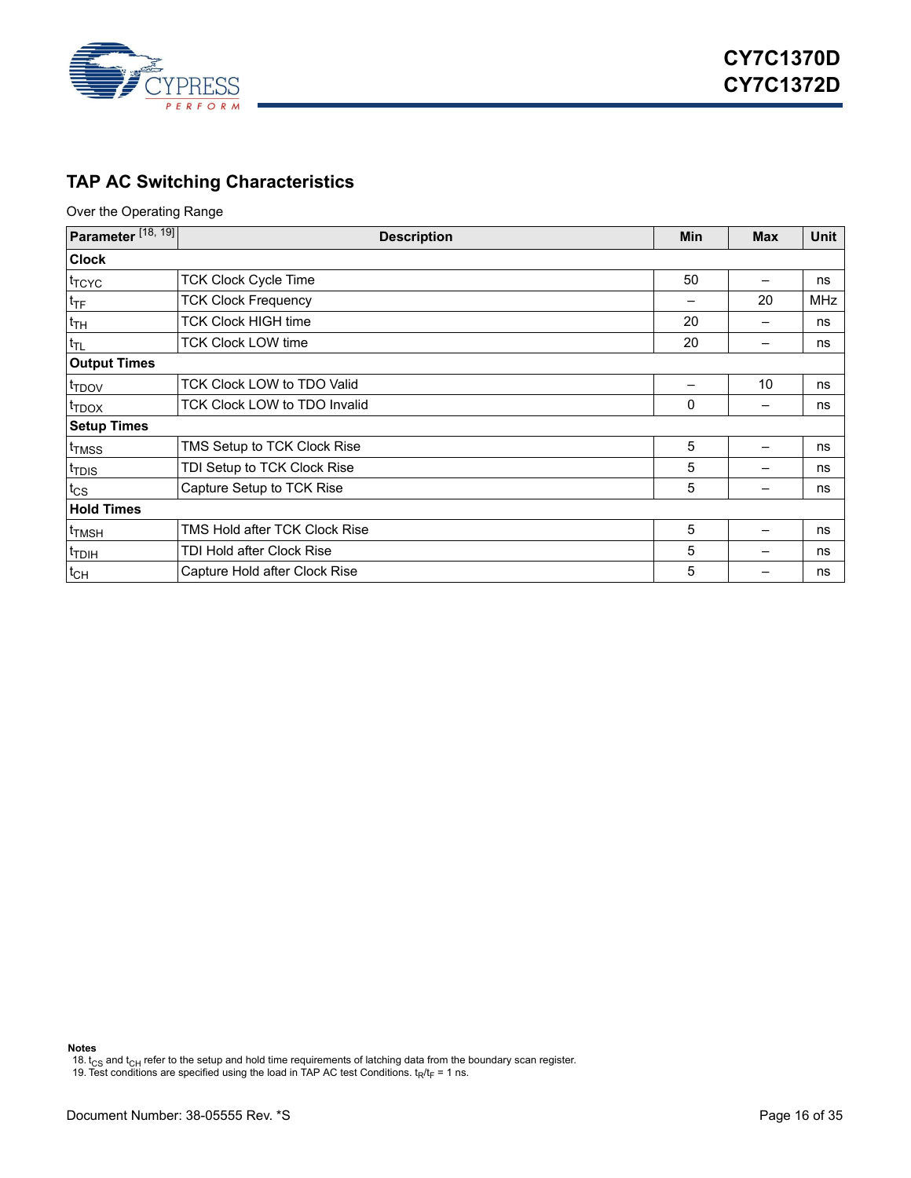## TAP AC Switching Characteristics

Over the Operating Range

| Parameter [18, 19] | Description | Min | Max | Unit |
|---|---|---|---|---|
| **Clock** | | | | |
| $t_{TCYC}$ | TCK Clock Cycle Time | 50 | – | ns |
| $t_{TF}$ | TCK Clock Frequency | – | 20 | MHz |
| $t_{TH}$ | TCK Clock HIGH time | 20 | – | ns |
| $t_{TL}$ | TCK Clock LOW time | 20 | – | ns |
| **Output Times** | | | | |
| $t_{TDOV}$ | TCK Clock LOW to TDO Valid | – | 10 | ns |
| $t_{TDOX}$ | TCK Clock LOW to TDO Invalid | 0 | – | ns |
| **Setup Times** | | | | |
| $t_{TMSS}$ | TMS Setup to TCK Clock Rise | 5 | – | ns |
| $t_{TDIS}$ | TDI Setup to TCK Clock Rise | 5 | – | ns |
| $t_{CS}$ | Capture Setup to TCK Rise | 5 | – | ns |
| **Hold Times** | | | | |
| $t_{TMSH}$ | TMS Hold after TCK Clock Rise | 5 | – | ns |
| $t_{TDIH}$ | TDI Hold after Clock Rise | 5 | – | ns |
| $t_{CH}$ | Capture Hold after Clock Rise | 5 | – | ns |

**Notes**

18. $t_{CS}$ and $t_{CH}$ refer to the setup and hold time requirements of latching data from the boundary scan register.
19. Test conditions are specified using the load in TAP AC test Conditions. $t_R/t_F$ = 1 ns.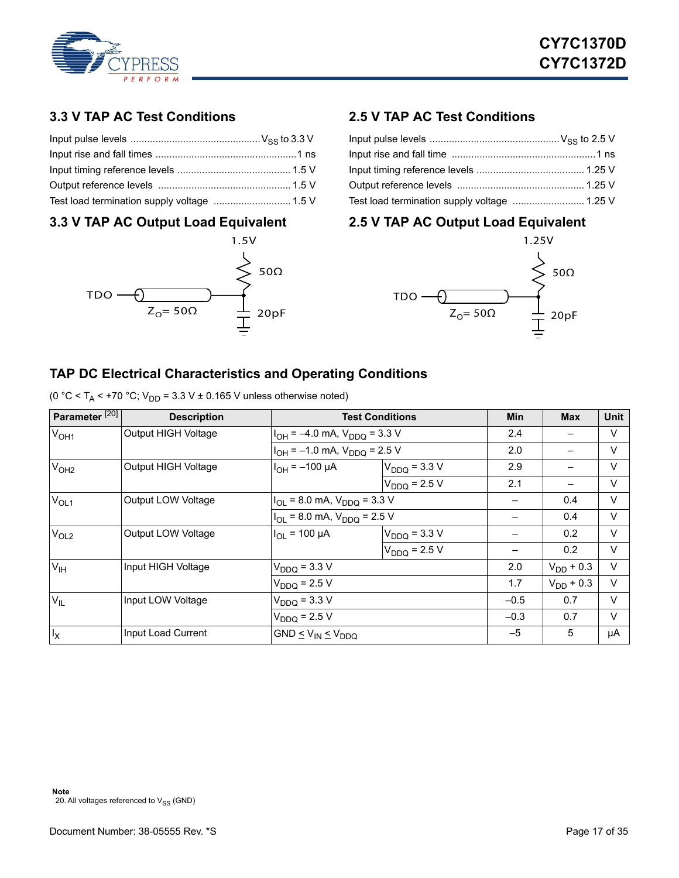## 3.3 V TAP AC Test Conditions

Input pulse levels ............................................... $V_{SS}$ to 3.3 V
Input rise and fall times ................................................... 1 ns
Input timing reference levels ......................................... 1.5 V
Output reference levels ................................................ 1.5 V
Test load termination supply voltage ............................ 1.5 V

## 3.3 V TAP AC Output Load Equivalent

1.5V
50Ω
TDO
$Z_O$= 50Ω
20pF

## 2.5 V TAP AC Test Conditions

Input pulse levels ............................................... $V_{SS}$ to 2.5 V
Input rise and fall time .................................................... 1 ns
Input timing reference levels ....................................... 1.25 V
Output reference levels .............................................. 1.25 V
Test load termination supply voltage .......................... 1.25 V

## 2.5 V TAP AC Output Load Equivalent

1.25V
50Ω
TDO
$Z_O$= 50Ω
20pF

## TAP DC Electrical Characteristics and Operating Conditions

(0 °C < $T_A$ < +70 °C; $V_{DD}$ = 3.3 V ± 0.165 V unless otherwise noted)

| Parameter [20] | Description | Test Conditions | | Min | Max | Unit |
|---|---|---|---|---|---|---|
| $V_{OH1}$ | Output HIGH Voltage | $I_{OH}$ = –4.0 mA, $V_{DDQ}$ = 3.3 V | | 2.4 | – | V |
| | | $I_{OH}$ = –1.0 mA, $V_{DDQ}$ = 2.5 V | | 2.0 | – | V |
| $V_{OH2}$ | Output HIGH Voltage | $I_{OH}$ = –100 µA | $V_{DDQ}$ = 3.3 V | 2.9 | – | V |
| | | | $V_{DDQ}$ = 2.5 V | 2.1 | – | V |
| $V_{OL1}$ | Output LOW Voltage | $I_{OL}$ = 8.0 mA, $V_{DDQ}$ = 3.3 V | | – | 0.4 | V |
| | | $I_{OL}$ = 8.0 mA, $V_{DDQ}$ = 2.5 V | | – | 0.4 | V |
| $V_{OL2}$ | Output LOW Voltage | $I_{OL}$ = 100 µA | $V_{DDQ}$ = 3.3 V | – | 0.2 | V |
| | | | $V_{DDQ}$ = 2.5 V | – | 0.2 | V |
| $V_{IH}$ | Input HIGH Voltage | $V_{DDQ}$ = 3.3 V | | 2.0 | $V_{DD}$ + 0.3 | V |
| | | $V_{DDQ}$ = 2.5 V | | 1.7 | $V_{DD}$ + 0.3 | V |
| $V_{IL}$ | Input LOW Voltage | $V_{DDQ}$ = 3.3 V | | –0.5 | 0.7 | V |
| | | $V_{DDQ}$ = 2.5 V | | –0.3 | 0.7 | V |
| $I_X$ | Input Load Current | GND ≤ $V_{IN}$ ≤ $V_{DDQ}$ | | –5 | 5 | µA |

**Note**
20. All voltages referenced to $V_{SS}$ (GND)

Document Number: 38-05555 Rev. *S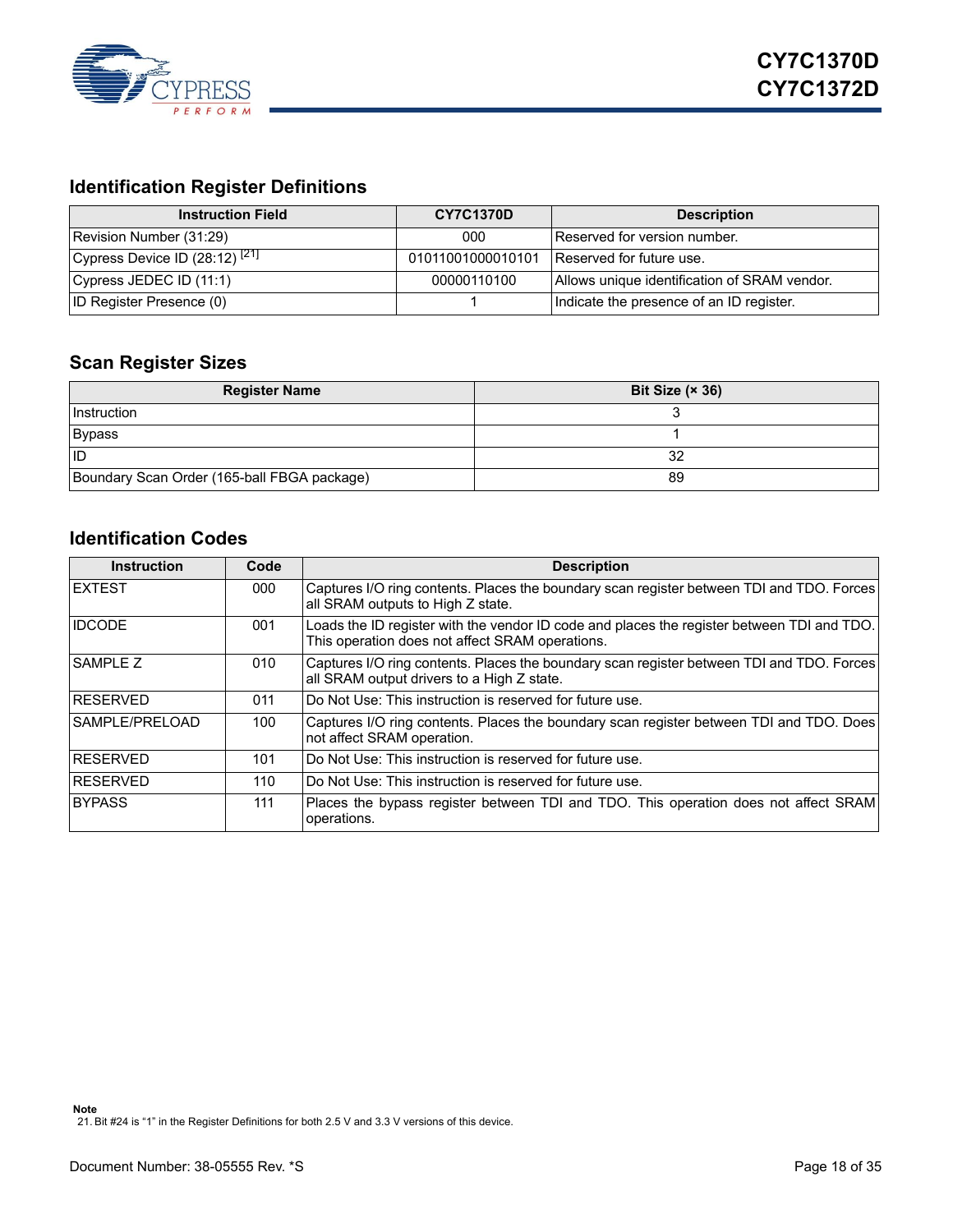## Identification Register Definitions

| Instruction Field | CY7C1370D | Description |
|---|---|---|
| Revision Number (31:29) | 000 | Reserved for version number. |
| Cypress Device ID (28:12) [21] | 01011001000010101 | Reserved for future use. |
| Cypress JEDEC ID (11:1) | 00000110100 | Allows unique identification of SRAM vendor. |
| ID Register Presence (0) | 1 | Indicate the presence of an ID register. |

## Scan Register Sizes

| Register Name | Bit Size (× 36) |
|---|---|
| Instruction | 3 |
| Bypass | 1 |
| ID | 32 |
| Boundary Scan Order (165-ball FBGA package) | 89 |

## Identification Codes

| Instruction | Code | Description |
|---|---|---|
| EXTEST | 000 | Captures I/O ring contents. Places the boundary scan register between TDI and TDO. Forces all SRAM outputs to High Z state. |
| IDCODE | 001 | Loads the ID register with the vendor ID code and places the register between TDI and TDO. This operation does not affect SRAM operations. |
| SAMPLE Z | 010 | Captures I/O ring contents. Places the boundary scan register between TDI and TDO. Forces all SRAM output drivers to a High Z state. |
| RESERVED | 011 | Do Not Use: This instruction is reserved for future use. |
| SAMPLE/PRELOAD | 100 | Captures I/O ring contents. Places the boundary scan register between TDI and TDO. Does not affect SRAM operation. |
| RESERVED | 101 | Do Not Use: This instruction is reserved for future use. |
| RESERVED | 110 | Do Not Use: This instruction is reserved for future use. |
| BYPASS | 111 | Places the bypass register between TDI and TDO. This operation does not affect SRAM operations. |

**Note**

21. Bit #24 is "1" in the Register Definitions for both 2.5 V and 3.3 V versions of this device.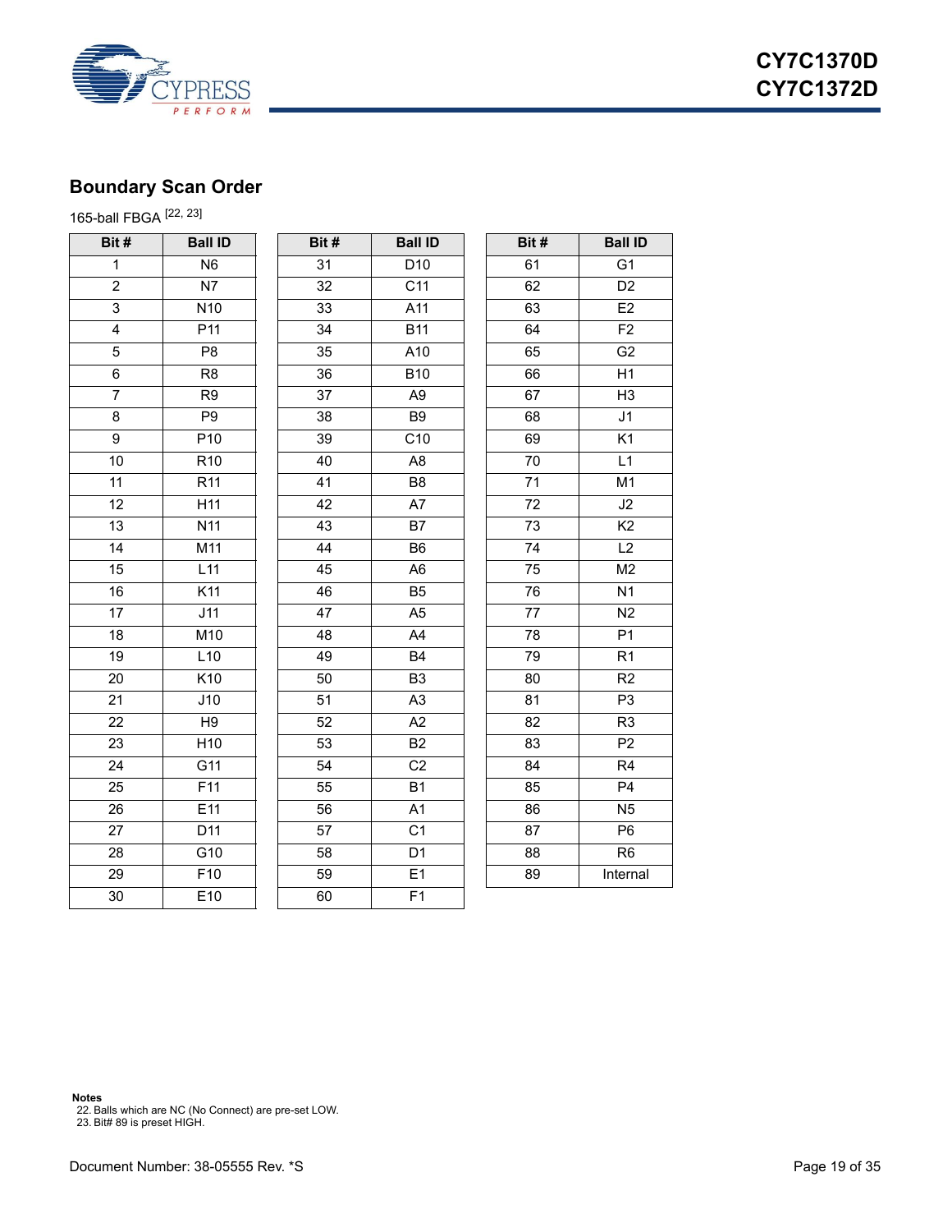## Boundary Scan Order

165-ball FBGA [22, 23]

| Bit # | Ball ID |
|---|---|
| 1 | N6 |
| 2 | N7 |
| 3 | N10 |
| 4 | P11 |
| 5 | P8 |
| 6 | R8 |
| 7 | R9 |
| 8 | P9 |
| 9 | P10 |
| 10 | R10 |
| 11 | R11 |
| 12 | H11 |
| 13 | N11 |
| 14 | M11 |
| 15 | L11 |
| 16 | K11 |
| 17 | J11 |
| 18 | M10 |
| 19 | L10 |
| 20 | K10 |
| 21 | J10 |
| 22 | H9 |
| 23 | H10 |
| 24 | G11 |
| 25 | F11 |
| 26 | E11 |
| 27 | D11 |
| 28 | G10 |
| 29 | F10 |
| 30 | E10 |

| Bit # | Ball ID |
|---|---|
| 31 | D10 |
| 32 | C11 |
| 33 | A11 |
| 34 | B11 |
| 35 | A10 |
| 36 | B10 |
| 37 | A9 |
| 38 | B9 |
| 39 | C10 |
| 40 | A8 |
| 41 | B8 |
| 42 | A7 |
| 43 | B7 |
| 44 | B6 |
| 45 | A6 |
| 46 | B5 |
| 47 | A5 |
| 48 | A4 |
| 49 | B4 |
| 50 | B3 |
| 51 | A3 |
| 52 | A2 |
| 53 | B2 |
| 54 | C2 |
| 55 | B1 |
| 56 | A1 |
| 57 | C1 |
| 58 | D1 |
| 59 | E1 |
| 60 | F1 |

| Bit # | Ball ID |
|---|---|
| 61 | G1 |
| 62 | D2 |
| 63 | E2 |
| 64 | F2 |
| 65 | G2 |
| 66 | H1 |
| 67 | H3 |
| 68 | J1 |
| 69 | K1 |
| 70 | L1 |
| 71 | M1 |
| 72 | J2 |
| 73 | K2 |
| 74 | L2 |
| 75 | M2 |
| 76 | N1 |
| 77 | N2 |
| 78 | P1 |
| 79 | R1 |
| 80 | R2 |
| 81 | P3 |
| 82 | R3 |
| 83 | P2 |
| 84 | R4 |
| 85 | P4 |
| 86 | N5 |
| 87 | P6 |
| 88 | R6 |
| 89 | Internal |

**Notes**
22. Balls which are NC (No Connect) are pre-set LOW.
23. Bit# 89 is preset HIGH.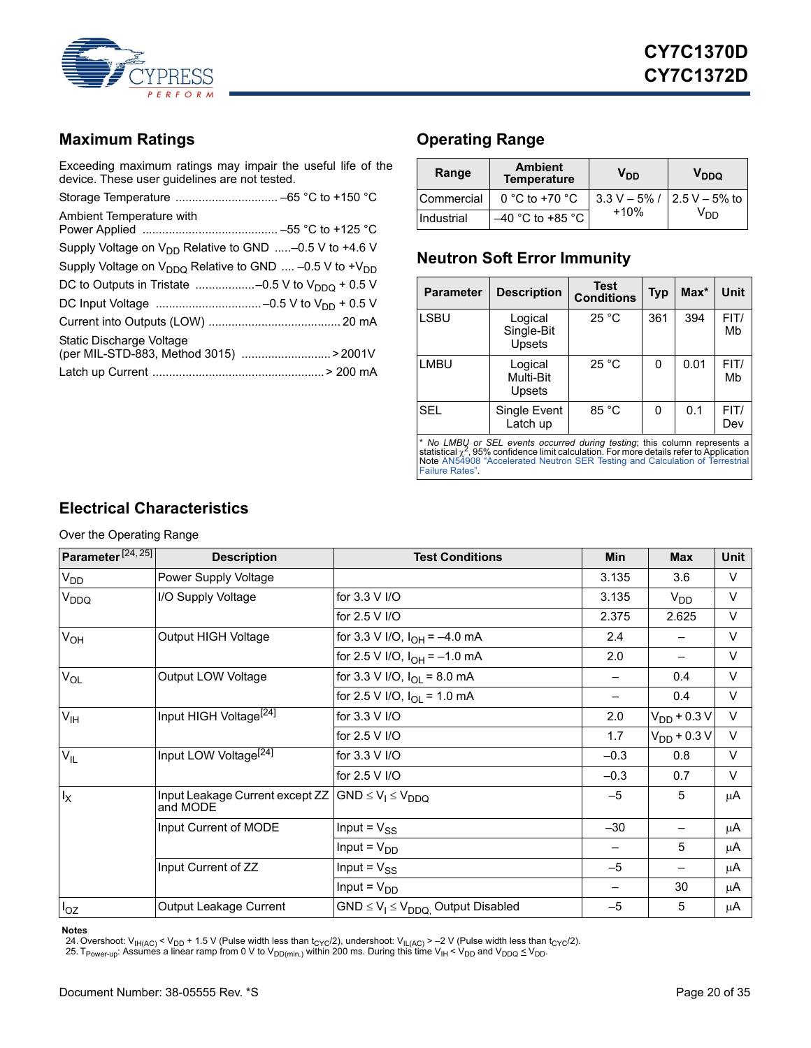## Maximum Ratings

Exceeding maximum ratings may impair the useful life of the device. These user guidelines are not tested.

Storage Temperature ............................... –65 °C to +150 °C

Ambient Temperature with Power Applied ......................................... –55 °C to +125 °C

Supply Voltage on $V_{DD}$ Relative to GND .....–0.5 V to +4.6 V

Supply Voltage on $V_{DDQ}$ Relative to GND .... –0.5 V to +$V_{DD}$

DC to Outputs in Tristate ..................–0.5 V to $V_{DDQ}$ + 0.5 V

DC Input Voltage ...............................–0.5 V to $V_{DD}$ + 0.5 V

Current into Outputs (LOW) ....................................... 20 mA

Static Discharge Voltage (per MIL-STD-883, Method 3015) ..........................> 2001V

Latch up Current ................................................... > 200 mA

## Operating Range

| Range | Ambient Temperature | $V_{DD}$ | $V_{DDQ}$ |
|---|---|---|---|
| Commercial | 0 °C to +70 °C | 3.3 V – 5% / +10% | 2.5 V – 5% to $V_{DD}$ |
| Industrial | –40 °C to +85 °C | | |

## Neutron Soft Error Immunity

| Parameter | Description | Test Conditions | Typ | Max* | Unit |
|---|---|---|---|---|---|
| LSBU | Logical Single-Bit Upsets | 25 °C | 361 | 394 | FIT/Mb |
| LMBU | Logical Multi-Bit Upsets | 25 °C | 0 | 0.01 | FIT/Mb |
| SEL | Single Event Latch up | 85 °C | 0 | 0.1 | FIT/Dev |

\* *No LMBU or SEL events occurred during testing*; this column represents a statistical $\chi^2$, 95% confidence limit calculation. For more details refer to Application Note AN54908 "Accelerated Neutron SER Testing and Calculation of Terrestrial Failure Rates".

## Electrical Characteristics

Over the Operating Range

| Parameter [24, 25] | Description | Test Conditions | Min | Max | Unit |
|---|---|---|---|---|---|
| $V_{DD}$ | Power Supply Voltage | | 3.135 | 3.6 | V |
| $V_{DDQ}$ | I/O Supply Voltage | for 3.3 V I/O | 3.135 | $V_{DD}$ | V |
| | | for 2.5 V I/O | 2.375 | 2.625 | V |
| $V_{OH}$ | Output HIGH Voltage | for 3.3 V I/O, $I_{OH}$ = –4.0 mA | 2.4 | – | V |
| | | for 2.5 V I/O, $I_{OH}$ = –1.0 mA | 2.0 | – | V |
| $V_{OL}$ | Output LOW Voltage | for 3.3 V I/O, $I_{OL}$ = 8.0 mA | – | 0.4 | V |
| | | for 2.5 V I/O, $I_{OL}$ = 1.0 mA | – | 0.4 | V |
| $V_{IH}$ | Input HIGH Voltage[24] | for 3.3 V I/O | 2.0 | $V_{DD}$ + 0.3 V | V |
| | | for 2.5 V I/O | 1.7 | $V_{DD}$ + 0.3 V | V |
| $V_{IL}$ | Input LOW Voltage[24] | for 3.3 V I/O | –0.3 | 0.8 | V |
| | | for 2.5 V I/O | –0.3 | 0.7 | V |
| $I_X$ | Input Leakage Current except ZZ and MODE | GND ≤ $V_I$ ≤ $V_{DDQ}$ | –5 | 5 | µA |
| | Input Current of MODE | Input = $V_{SS}$ | –30 | – | µA |
| | | Input = $V_{DD}$ | – | 5 | µA |
| | Input Current of ZZ | Input = $V_{SS}$ | –5 | – | µA |
| | | Input = $V_{DD}$ | – | 30 | µA |
| $I_{OZ}$ | Output Leakage Current | GND ≤ $V_I$ ≤ $V_{DDQ,}$ Output Disabled | –5 | 5 | µA |

**Notes**

24. Overshoot: $V_{IH(AC)} < V_{DD}$ + 1.5 V (Pulse width less than $t_{CYC}/2$), undershoot: $V_{IL(AC)} > -2$ V (Pulse width less than $t_{CYC}/2$).
25. $T_{Power\text{-}up}$: Assumes a linear ramp from 0 V to $V_{DD(min.)}$ within 200 ms. During this time $V_{IH} < V_{DD}$ and $V_{DDQ} \le V_{DD}$.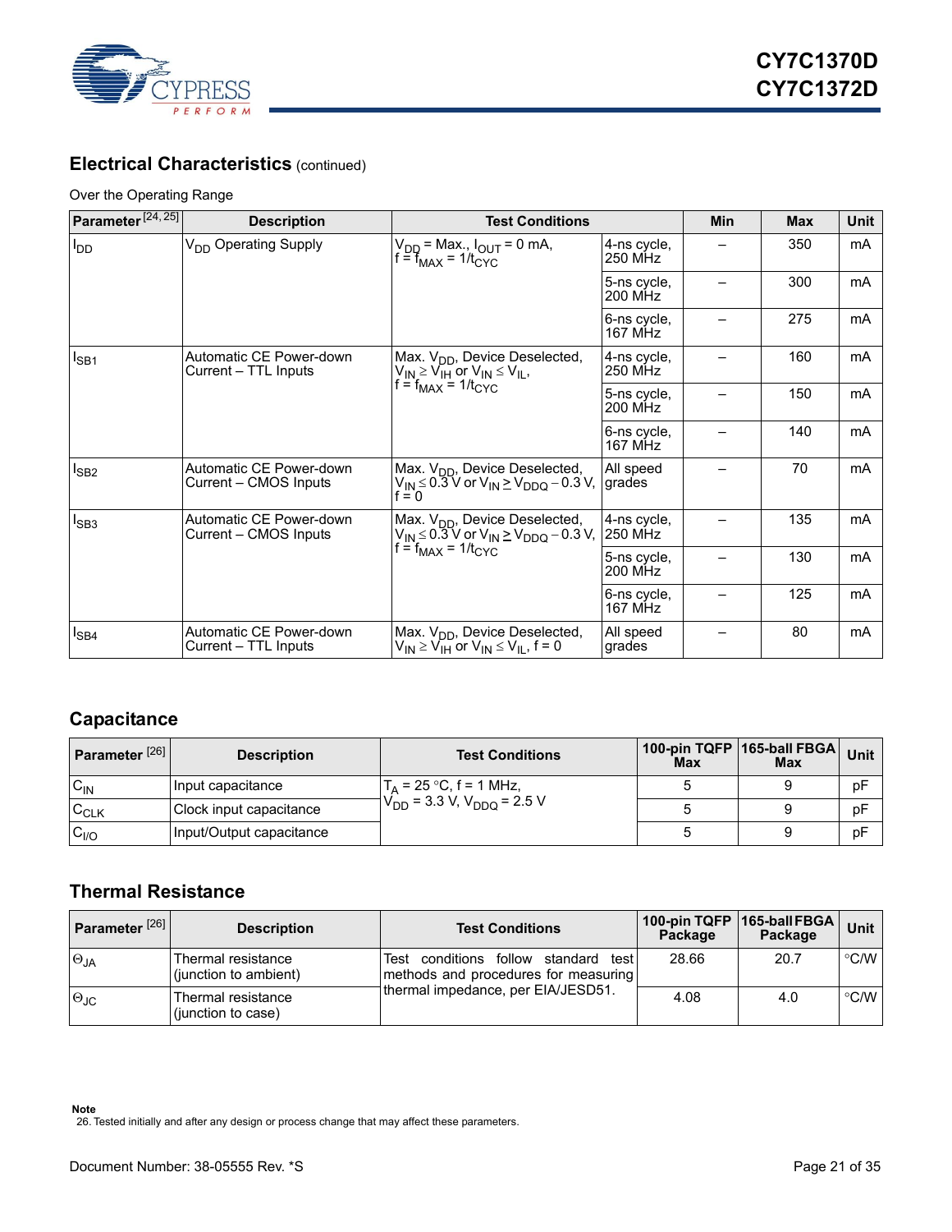## Electrical Characteristics (continued)

Over the Operating Range

| Parameter [24, 25] | Description | Test Conditions | | Min | Max | Unit |
|---|---|---|---|---|---|---|
| $I_{DD}$ | $V_{DD}$ Operating Supply | $V_{DD}$ = Max., $I_{OUT}$ = 0 mA, f = $f_{MAX}$ = 1/$t_{CYC}$ | 4-ns cycle, 250 MHz | – | 350 | mA |
| | | | 5-ns cycle, 200 MHz | – | 300 | mA |
| | | | 6-ns cycle, 167 MHz | – | 275 | mA |
| $I_{SB1}$ | Automatic CE Power-down Current – TTL Inputs | Max. $V_{DD}$, Device Deselected, $V_{IN} \geq V_{IH}$ or $V_{IN} \leq V_{IL}$, f = $f_{MAX}$ = 1/$t_{CYC}$ | 4-ns cycle, 250 MHz | – | 160 | mA |
| | | | 5-ns cycle, 200 MHz | – | 150 | mA |
| | | | 6-ns cycle, 167 MHz | – | 140 | mA |
| $I_{SB2}$ | Automatic CE Power-down Current – CMOS Inputs | Max. $V_{DD}$, Device Deselected, $V_{IN} \leq 0.3$ V or $V_{IN} \geq V_{DDQ} - 0.3$ V, f = 0 | All speed grades | – | 70 | mA |
| $I_{SB3}$ | Automatic CE Power-down Current – CMOS Inputs | Max. $V_{DD}$, Device Deselected, $V_{IN} \leq 0.3$ V or $V_{IN} \geq V_{DDQ} - 0.3$ V, f = $f_{MAX}$ = 1/$t_{CYC}$ | 4-ns cycle, 250 MHz | – | 135 | mA |
| | | | 5-ns cycle, 200 MHz | – | 130 | mA |
| | | | 6-ns cycle, 167 MHz | – | 125 | mA |
| $I_{SB4}$ | Automatic CE Power-down Current – TTL Inputs | Max. $V_{DD}$, Device Deselected, $V_{IN} \geq V_{IH}$ or $V_{IN} \leq V_{IL}$, f = 0 | All speed grades | – | 80 | mA |

## Capacitance

| Parameter [26] | Description | Test Conditions | 100-pin TQFP Max | 165-ball FBGA Max | Unit |
|---|---|---|---|---|---|
| $C_{IN}$ | Input capacitance | $T_A$ = 25 °C, f = 1 MHz, $V_{DD}$ = 3.3 V, $V_{DDQ}$ = 2.5 V | 5 | 9 | pF |
| $C_{CLK}$ | Clock input capacitance | | 5 | 9 | pF |
| $C_{I/O}$ | Input/Output capacitance | | 5 | 9 | pF |

## Thermal Resistance

| Parameter [26] | Description | Test Conditions | 100-pin TQFP Package | 165-ball FBGA Package | Unit |
|---|---|---|---|---|---|
| $\Theta_{JA}$ | Thermal resistance (junction to ambient) | Test conditions follow standard test methods and procedures for measuring thermal impedance, per EIA/JESD51. | 28.66 | 20.7 | °C/W |
| $\Theta_{JC}$ | Thermal resistance (junction to case) | | 4.08 | 4.0 | °C/W |

**Note**

26. Tested initially and after any design or process change that may affect these parameters.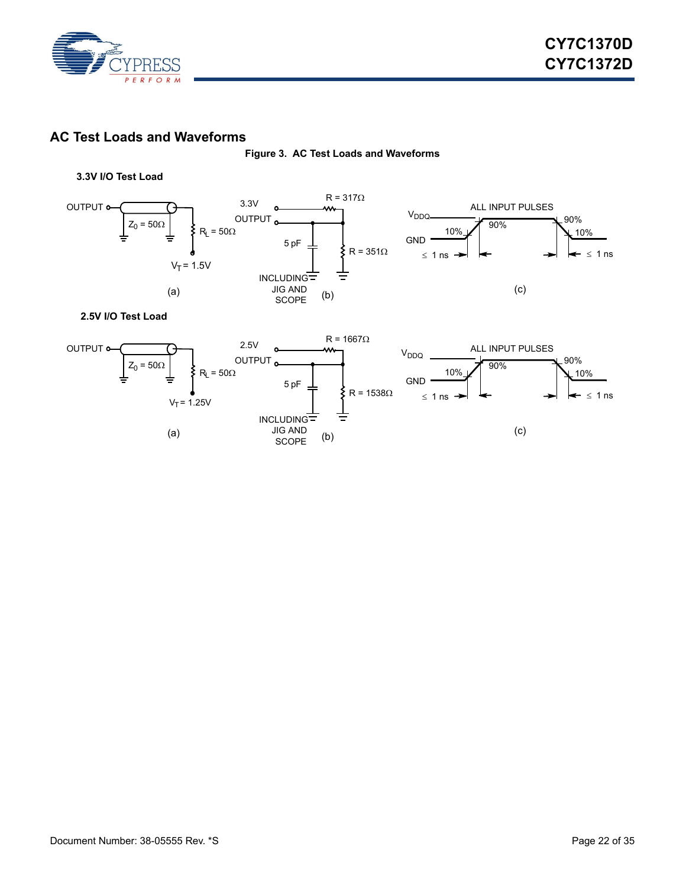## AC Test Loads and Waveforms

**Figure 3. AC Test Loads and Waveforms**

**3.3V I/O Test Load**

OUTPUT

$Z_0 = 50\Omega$

$R_L = 50\Omega$

$V_T = 1.5V$

(a)

3.3V

OUTPUT

R = 317Ω

5 pF

R = 351Ω

INCLUDING JIG AND SCOPE

(b)

$V_{DDQ}$

GND

ALL INPUT PULSES

10%

90%

90%

10%

≤ 1 ns

≤ 1 ns

(c)

**2.5V I/O Test Load**

OUTPUT

$Z_0 = 50\Omega$

$R_L = 50\Omega$

$V_T = 1.25V$

(a)

2.5V

OUTPUT

R = 1667Ω

5 pF

R = 1538Ω

INCLUDING JIG AND SCOPE

(b)

$V_{DDQ}$

GND

ALL INPUT PULSES

10%

90%

90%

10%

≤ 1 ns

≤ 1 ns

(c)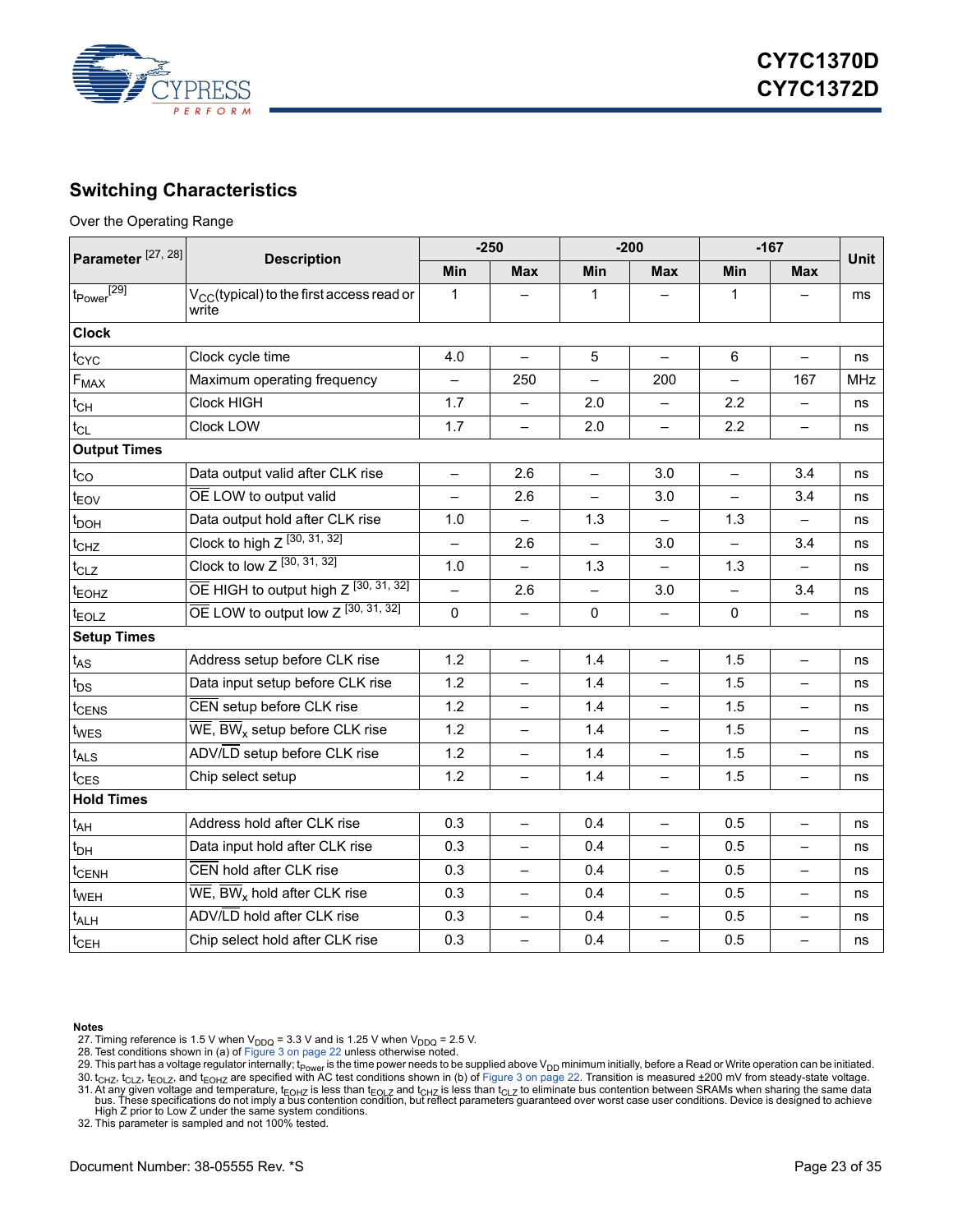## Switching Characteristics

Over the Operating Range

| Parameter [27, 28] | Description | -250 | | -200 | | -167 | | Unit |
|---|---|---|---|---|---|---|---|---|
| | | Min | Max | Min | Max | Min | Max | |
| $t_{Power}$[29] | $V_{CC}$(typical) to the first access read or write | 1 | – | 1 | – | 1 | – | ms |
| **Clock** | | | | | | | | |
| $t_{CYC}$ | Clock cycle time | 4.0 | – | 5 | – | 6 | – | ns |
| $F_{MAX}$ | Maximum operating frequency | – | 250 | – | 200 | – | 167 | MHz |
| $t_{CH}$ | Clock HIGH | 1.7 | – | 2.0 | – | 2.2 | – | ns |
| $t_{CL}$ | Clock LOW | 1.7 | – | 2.0 | – | 2.2 | – | ns |
| **Output Times** | | | | | | | | |
| $t_{CO}$ | Data output valid after CLK rise | – | 2.6 | – | 3.0 | – | 3.4 | ns |
| $t_{EOV}$ | $\overline{OE}$ LOW to output valid | – | 2.6 | – | 3.0 | – | 3.4 | ns |
| $t_{DOH}$ | Data output hold after CLK rise | 1.0 | – | 1.3 | – | 1.3 | – | ns |
| $t_{CHZ}$ | Clock to high Z [30, 31, 32] | – | 2.6 | – | 3.0 | – | 3.4 | ns |
| $t_{CLZ}$ | Clock to low Z [30, 31, 32] | 1.0 | – | 1.3 | – | 1.3 | – | ns |
| $t_{EOHZ}$ | $\overline{OE}$ HIGH to output high Z [30, 31, 32] | – | 2.6 | – | 3.0 | – | 3.4 | ns |
| $t_{EOLZ}$ | $\overline{OE}$ LOW to output low Z [30, 31, 32] | 0 | – | 0 | – | 0 | – | ns |
| **Setup Times** | | | | | | | | |
| $t_{AS}$ | Address setup before CLK rise | 1.2 | – | 1.4 | – | 1.5 | – | ns |
| $t_{DS}$ | Data input setup before CLK rise | 1.2 | – | 1.4 | – | 1.5 | – | ns |
| $t_{CENS}$ | $\overline{CEN}$ setup before CLK rise | 1.2 | – | 1.4 | – | 1.5 | – | ns |
| $t_{WES}$ | $\overline{WE}$, $\overline{BW}_x$ setup before CLK rise | 1.2 | – | 1.4 | – | 1.5 | – | ns |
| $t_{ALS}$ | ADV/$\overline{LD}$ setup before CLK rise | 1.2 | – | 1.4 | – | 1.5 | – | ns |
| $t_{CES}$ | Chip select setup | 1.2 | – | 1.4 | – | 1.5 | – | ns |
| **Hold Times** | | | | | | | | |
| $t_{AH}$ | Address hold after CLK rise | 0.3 | – | 0.4 | – | 0.5 | – | ns |
| $t_{DH}$ | Data input hold after CLK rise | 0.3 | – | 0.4 | – | 0.5 | – | ns |
| $t_{CENH}$ | $\overline{CEN}$ hold after CLK rise | 0.3 | – | 0.4 | – | 0.5 | – | ns |
| $t_{WEH}$ | $\overline{WE}$, $\overline{BW}_x$ hold after CLK rise | 0.3 | – | 0.4 | – | 0.5 | – | ns |
| $t_{ALH}$ | ADV/$\overline{LD}$ hold after CLK rise | 0.3 | – | 0.4 | – | 0.5 | – | ns |
| $t_{CEH}$ | Chip select hold after CLK rise | 0.3 | – | 0.4 | – | 0.5 | – | ns |

**Notes**

27. Timing reference is 1.5 V when $V_{DDQ}$ = 3.3 V and is 1.25 V when $V_{DDQ}$ = 2.5 V.
28. Test conditions shown in (a) of Figure 3 on page 22 unless otherwise noted.
29. This part has a voltage regulator internally; $t_{Power}$ is the time power needs to be supplied above $V_{DD}$ minimum initially, before a Read or Write operation can be initiated.
30. $t_{CHZ}$, $t_{CLZ}$, $t_{EOLZ}$, and $t_{EOHZ}$ are specified with AC test conditions shown in (b) of Figure 3 on page 22. Transition is measured ±200 mV from steady-state voltage.
31. At any given voltage and temperature, $t_{EOHZ}$ is less than $t_{EOLZ}$ and $t_{CHZ}$ is less than $t_{CLZ}$ to eliminate bus contention between SRAMs when sharing the same data bus. These specifications do not imply a bus contention condition, but reflect parameters guaranteed over worst case user conditions. Device is designed to achieve High Z prior to Low Z under the same system conditions.
32. This parameter is sampled and not 100% tested.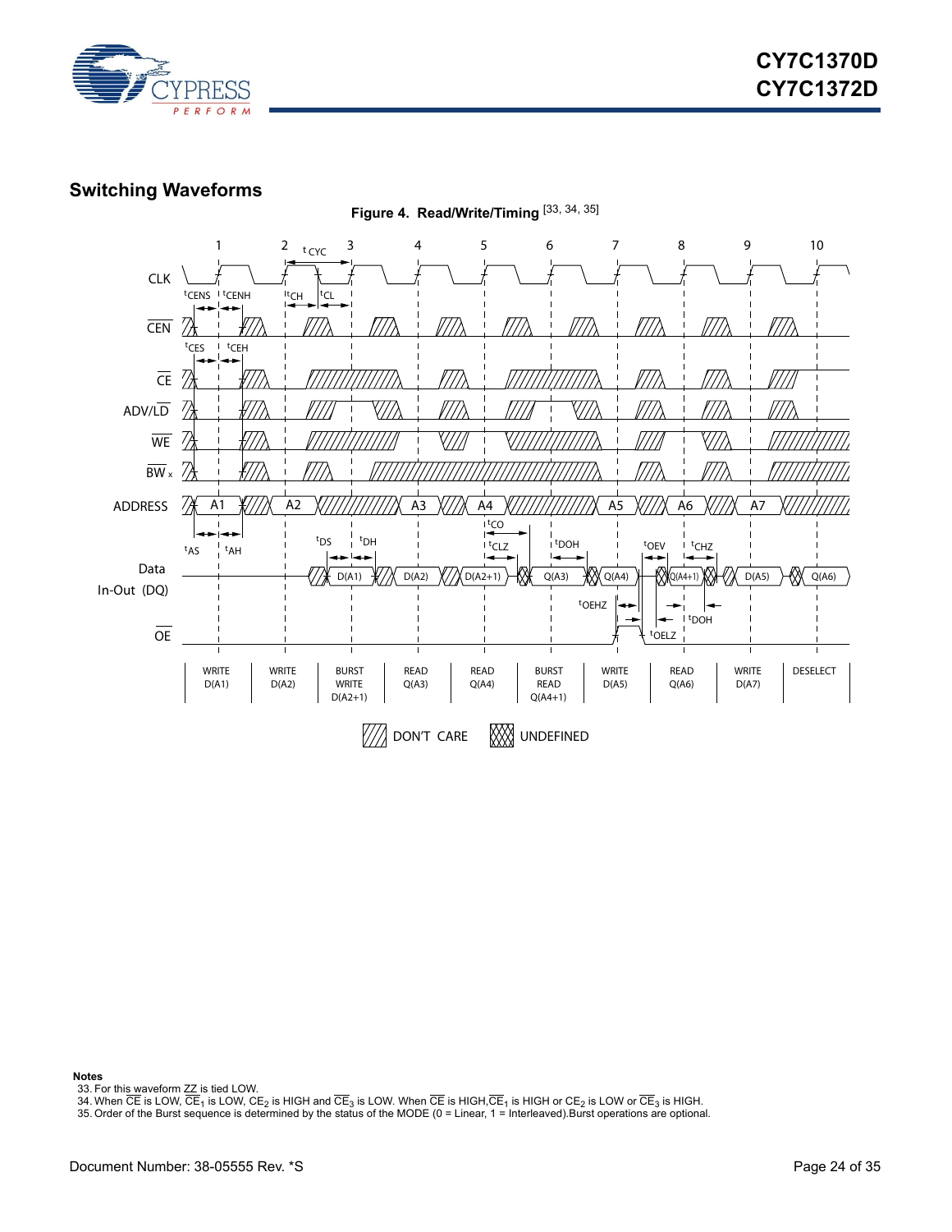## Switching Waveforms

**Figure 4. Read/Write/Timing** [33, 34, 35]

1 2 3 4 5 6 7 8 9 10

t CYC

CLK

tCENS tCENH tCH tCL

CEN

tCES tCEH

CE

ADV/LD

WE

BWx

ADDRESS A1 A2 A3 A4 A5 A6 A7

tAS tAH

tCO

tDS tDH tCLZ tDOH tOEV tCHZ

Data In-Out (DQ) D(A1) D(A2) D(A2+1) Q(A3) Q(A4) Q(A4+1) D(A5) Q(A6)

tOEHZ tDOH

OE tOELZ

WRITE D(A1) | WRITE D(A2) | BURST WRITE D(A2+1) | READ Q(A3) | READ Q(A4) | BURST READ Q(A4+1) | WRITE D(A5) | READ Q(A6) | WRITE D(A7) | DESELECT

DON'T CARE UNDEFINED

**Notes**

33. For this waveform ZZ is tied LOW.
34. When CE is LOW, $\overline{CE}_1$ is LOW, $CE_2$ is HIGH and $\overline{CE}_3$ is LOW. When CE is HIGH, $\overline{CE}_1$ is HIGH or $CE_2$ is LOW or $\overline{CE}_3$ is HIGH.
35. Order of the Burst sequence is determined by the status of the MODE (0 = Linear, 1 = Interleaved).Burst operations are optional.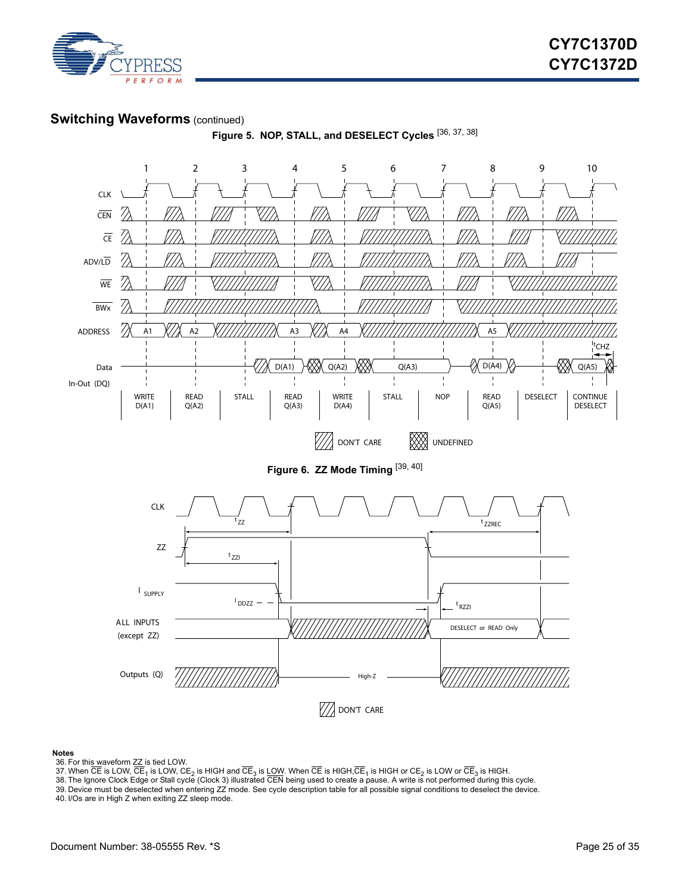## Switching Waveforms (continued)

**Figure 5. NOP, STALL, and DESELECT Cycles** [36, 37, 38]

1 2 3 4 5 6 7 8 9 10

CLK

CEN

CE

ADV/LD

WE

BWx

ADDRESS A1 A2 A3 A4 A5

$t_{CHZ}$

Data In-Out (DQ) D(A1) Q(A2) Q(A3) D(A4) Q(A5)

WRITE D(A1) | READ Q(A2) | STALL | READ Q(A3) | WRITE D(A4) | STALL | NOP | READ Q(A5) | DESELECT | CONTINUE DESELECT

DON'T CARE UNDEFINED

**Figure 6. ZZ Mode Timing** [39, 40]

CLK

ZZ

$t_{ZZ}$ $t_{ZZREC}$

$t_{ZZI}$

$I_{SUPPLY}$

$I_{DDZZ}$

$t_{RZZI}$

ALL INPUTS (except ZZ)

DESELECT or READ Only

Outputs (Q)

High-Z

DON'T CARE

**Notes**

36. For this waveform ZZ is tied LOW.
37. When CE is LOW, $\overline{CE}_1$ is LOW, $CE_2$ is HIGH and $\overline{CE}_3$ is LOW. When CE is HIGH, $\overline{CE}_1$ is HIGH or $CE_2$ is LOW or $\overline{CE}_3$ is HIGH.
38. The Ignore Clock Edge or Stall cycle (Clock 3) illustrated CEN being used to create a pause. A write is not performed during this cycle.
39. Device must be deselected when entering ZZ mode. See cycle description table for all possible signal conditions to deselect the device.
40. I/Os are in High Z when exiting ZZ sleep mode.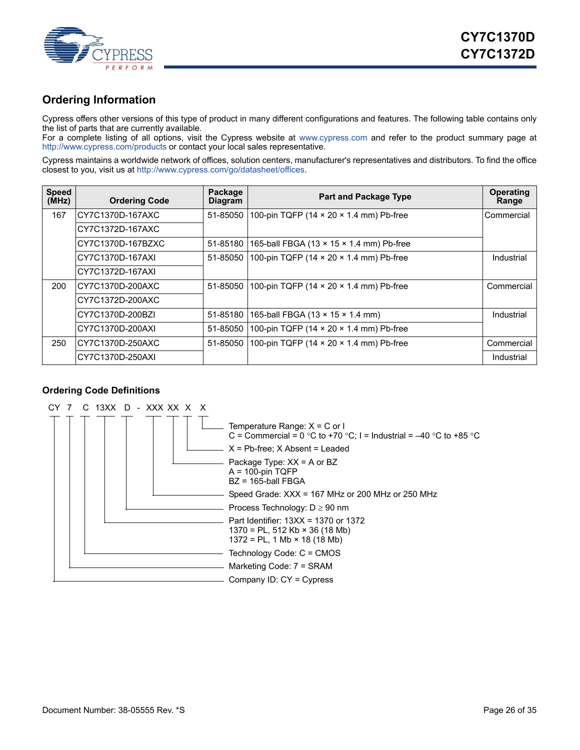## Ordering Information

Cypress offers other versions of this type of product in many different configurations and features. The following table contains only the list of parts that are currently available.
For a complete listing of all options, visit the Cypress website at www.cypress.com and refer to the product summary page at http://www.cypress.com/products or contact your local sales representative.

Cypress maintains a worldwide network of offices, solution centers, manufacturer's representatives and distributors. To find the office closest to you, visit us at http://www.cypress.com/go/datasheet/offices.

| Speed (MHz) | Ordering Code | Package Diagram | Part and Package Type | Operating Range |
|---|---|---|---|---|
| 167 | CY7C1370D-167AXC | 51-85050 | 100-pin TQFP (14 × 20 × 1.4 mm) Pb-free | Commercial |
| | CY7C1372D-167AXC | | | |
| | CY7C1370D-167BZXC | 51-85180 | 165-ball FBGA (13 × 15 × 1.4 mm) Pb-free | |
| | CY7C1370D-167AXI | 51-85050 | 100-pin TQFP (14 × 20 × 1.4 mm) Pb-free | Industrial |
| | CY7C1372D-167AXI | | | |
| 200 | CY7C1370D-200AXC | 51-85050 | 100-pin TQFP (14 × 20 × 1.4 mm) Pb-free | Commercial |
| | CY7C1372D-200AXC | | | |
| | CY7C1370D-200BZI | 51-85180 | 165-ball FBGA (13 × 15 × 1.4 mm) | Industrial |
| | CY7C1370D-200AXI | 51-85050 | 100-pin TQFP (14 × 20 × 1.4 mm) Pb-free | |
| 250 | CY7C1370D-250AXC | 51-85050 | 100-pin TQFP (14 × 20 × 1.4 mm) Pb-free | Commercial |
| | CY7C1370D-250AXI | | | Industrial |

### Ordering Code Definitions

CY 7 C 13XX D - XXX XX X X

- Temperature Range: X = C or I
  C = Commercial = 0 °C to +70 °C; I = Industrial = –40 °C to +85 °C
- X = Pb-free; X Absent = Leaded
- Package Type: XX = A or BZ
  A = 100-pin TQFP
  BZ = 165-ball FBGA
- Speed Grade: XXX = 167 MHz or 200 MHz or 250 MHz
- Process Technology: D ≥ 90 nm
- Part Identifier: 13XX = 1370 or 1372
  1370 = PL, 512 Kb × 36 (18 Mb)
  1372 = PL, 1 Mb × 18 (18 Mb)
- Technology Code: C = CMOS
- Marketing Code: 7 = SRAM
- Company ID: CY = Cypress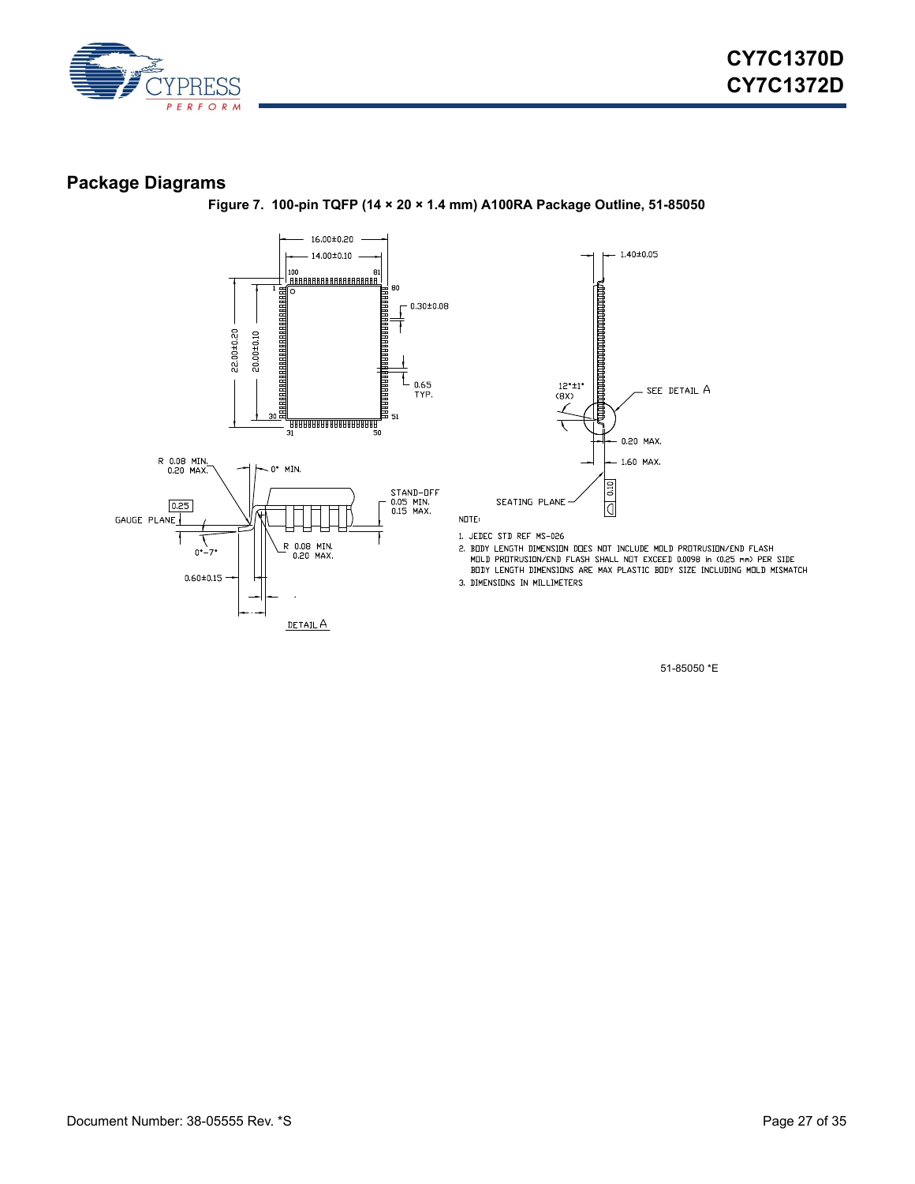## Package Diagrams

**Figure 7. 100-pin TQFP (14 × 20 × 1.4 mm) A100RA Package Outline, 51-85050**

16.00±0.20

14.00±0.10

100

81

1

80

0.30±0.08

22.00±0.20

20.00±0.10

0.65 TYP.

30

51

31

50

1.40±0.05

12°±1° (8X)

SEE DETAIL A

0.20 MAX.

1.60 MAX.

SEATING PLANE

0.10

R 0.08 MIN. 0.20 MAX.

0° MIN.

STAND-OFF 0.05 MIN. 0.15 MAX.

0.25

GAUGE PLANE

0°-7°

R 0.08 MIN. 0.20 MAX.

0.60±0.15

DETAIL A

NOTE:

1. JEDEC STD REF MS-026
2. BODY LENGTH DIMENSION DOES NOT INCLUDE MOLD PROTRUSION/END FLASH
   MOLD PROTRUSION/END FLASH SHALL NOT EXCEED 0.0098 in (0.25 mm) PER SIDE
   BODY LENGTH DIMENSIONS ARE MAX PLASTIC BODY SIZE INCLUDING MOLD MISMATCH
3. DIMENSIONS IN MILLIMETERS

51-85050 *E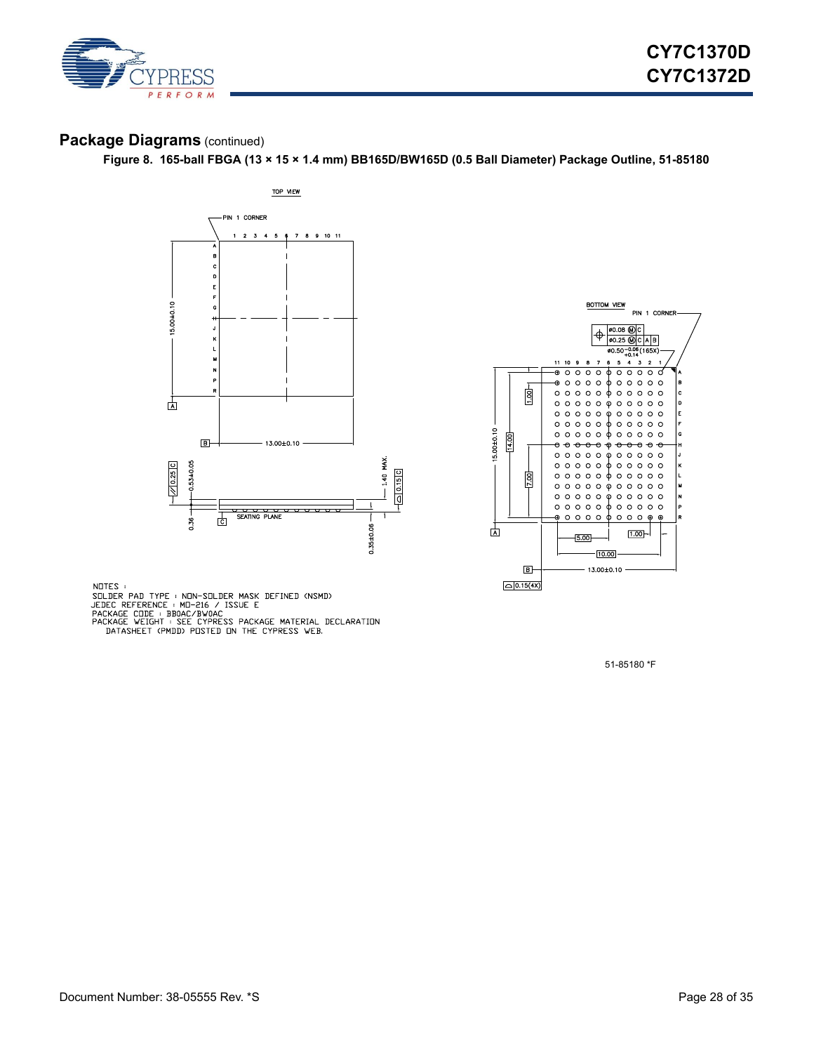## Package Diagrams (continued)

**Figure 8. 165-ball FBGA (13 × 15 × 1.4 mm) BB165D/BW165D (0.5 Ball Diameter) Package Outline, 51-85180**

TOP VIEW

PIN 1 CORNER

1 2 3 4 5 6 7 8 9 10 11

A B C D E F G H J K L M N P R

15.00±0.10

13.00±0.10

0.25 C

0.53±0.05

0.36

SEATING PLANE

1.40 MAX.

0.15 C

0.35±0.06

BOTTOM VIEW

PIN 1 CORNER

Ø0.08 M C

Ø0.25 M C A B

Ø0.50 $^{-0.06}_{+0.14}$ (165X)

11 10 9 8 7 6 5 4 3 2 1

A B C D E F G H J K L M N P R

1.00

14.00

15.00±0.10

7.00

5.00

10.00

1.00

13.00±0.10

0.15(4X)

NOTES :
SOLDER PAD TYPE : NON-SOLDER MASK DEFINED (NSMD)
JEDEC REFERENCE : MO-216 / ISSUE E
PACKAGE CODE : BB0AC/BW0AC
PACKAGE WEIGHT : SEE CYPRESS PACKAGE MATERIAL DECLARATION
DATASHEET (PMDD) POSTED ON THE CYPRESS WEB.

51-85180 *F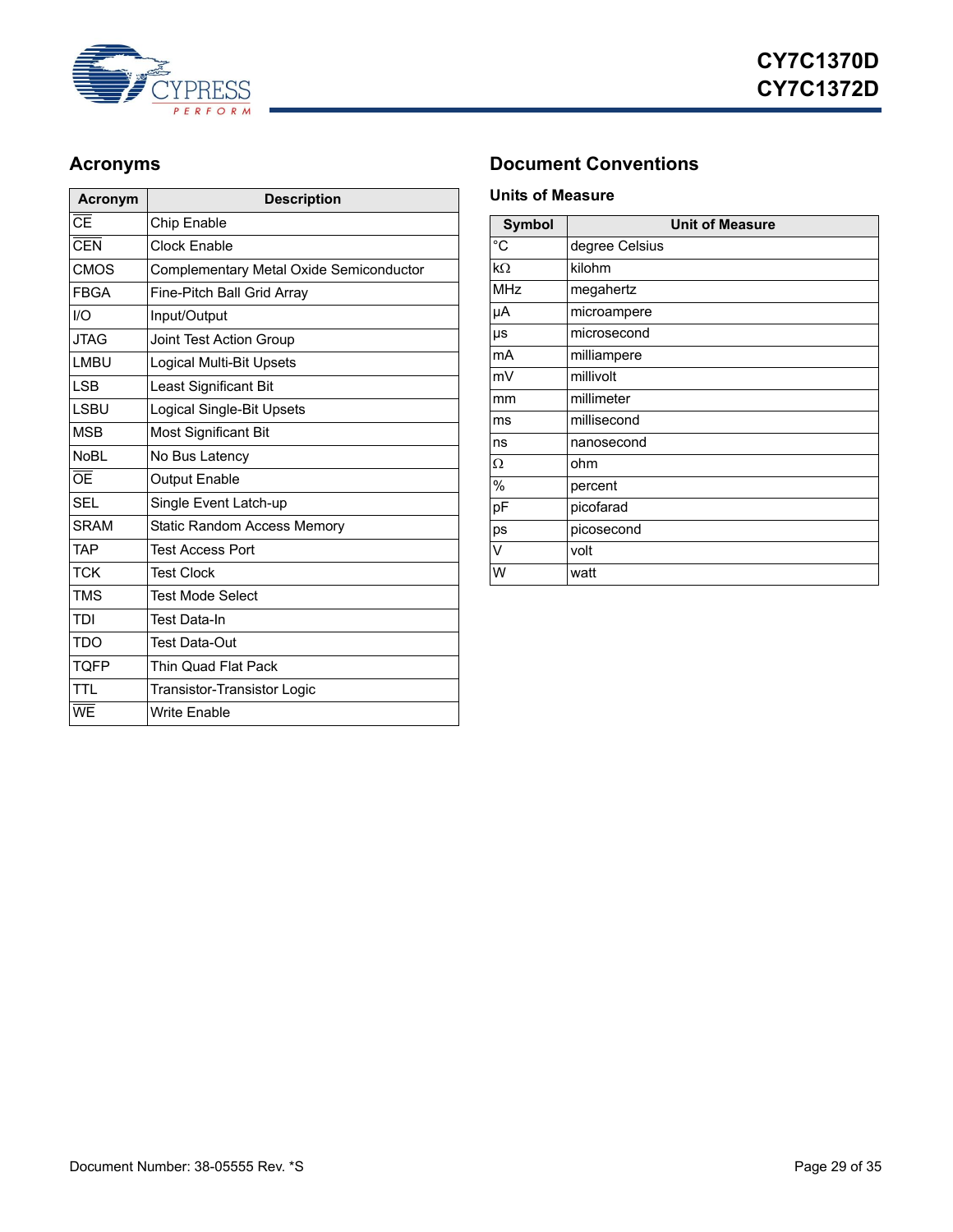## Acronyms

| Acronym | Description |
|---|---|
| $\overline{CE}$ | Chip Enable |
| $\overline{CEN}$ | Clock Enable |
| CMOS | Complementary Metal Oxide Semiconductor |
| FBGA | Fine-Pitch Ball Grid Array |
| I/O | Input/Output |
| JTAG | Joint Test Action Group |
| LMBU | Logical Multi-Bit Upsets |
| LSB | Least Significant Bit |
| LSBU | Logical Single-Bit Upsets |
| MSB | Most Significant Bit |
| NoBL | No Bus Latency |
| $\overline{OE}$ | Output Enable |
| SEL | Single Event Latch-up |
| SRAM | Static Random Access Memory |
| TAP | Test Access Port |
| TCK | Test Clock |
| TMS | Test Mode Select |
| TDI | Test Data-In |
| TDO | Test Data-Out |
| TQFP | Thin Quad Flat Pack |
| TTL | Transistor-Transistor Logic |
| $\overline{WE}$ | Write Enable |

## Document Conventions

### Units of Measure

| Symbol | Unit of Measure |
|---|---|
| °C | degree Celsius |
| kΩ | kilohm |
| MHz | megahertz |
| µA | microampere |
| µs | microsecond |
| mA | milliampere |
| mV | millivolt |
| mm | millimeter |
| ms | millisecond |
| ns | nanosecond |
| Ω | ohm |
| % | percent |
| pF | picofarad |
| ps | picosecond |
| V | volt |
| W | watt |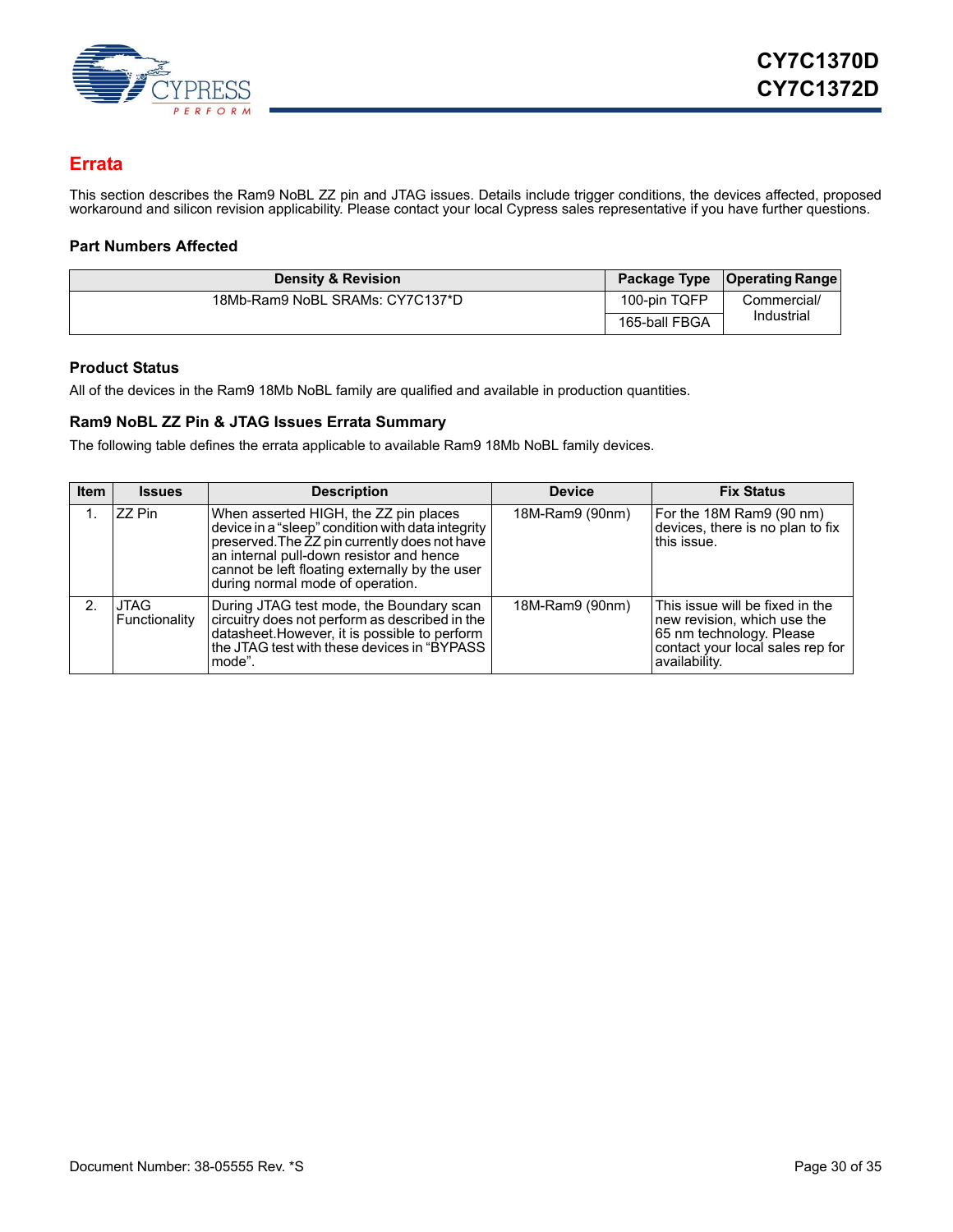## Errata

This section describes the Ram9 NoBL ZZ pin and JTAG issues. Details include trigger conditions, the devices affected, proposed workaround and silicon revision applicability. Please contact your local Cypress sales representative if you have further questions.

### Part Numbers Affected

| Density & Revision | Package Type | Operating Range |
|---|---|---|
| 18Mb-Ram9 NoBL SRAMs: CY7C137*D | 100-pin TQFP | Commercial/ Industrial |
| | 165-ball FBGA | |

### Product Status

All of the devices in the Ram9 18Mb NoBL family are qualified and available in production quantities.

### Ram9 NoBL ZZ Pin & JTAG Issues Errata Summary

The following table defines the errata applicable to available Ram9 18Mb NoBL family devices.

| Item | Issues | Description | Device | Fix Status |
|---|---|---|---|---|
| 1. | ZZ Pin | When asserted HIGH, the ZZ pin places device in a "sleep" condition with data integrity preserved.The ZZ pin currently does not have an internal pull-down resistor and hence cannot be left floating externally by the user during normal mode of operation. | 18M-Ram9 (90nm) | For the 18M Ram9 (90 nm) devices, there is no plan to fix this issue. |
| 2. | JTAG Functionality | During JTAG test mode, the Boundary scan circuitry does not perform as described in the datasheet.However, it is possible to perform the JTAG test with these devices in "BYPASS mode". | 18M-Ram9 (90nm) | This issue will be fixed in the new revision, which use the 65 nm technology. Please contact your local sales rep for availability. |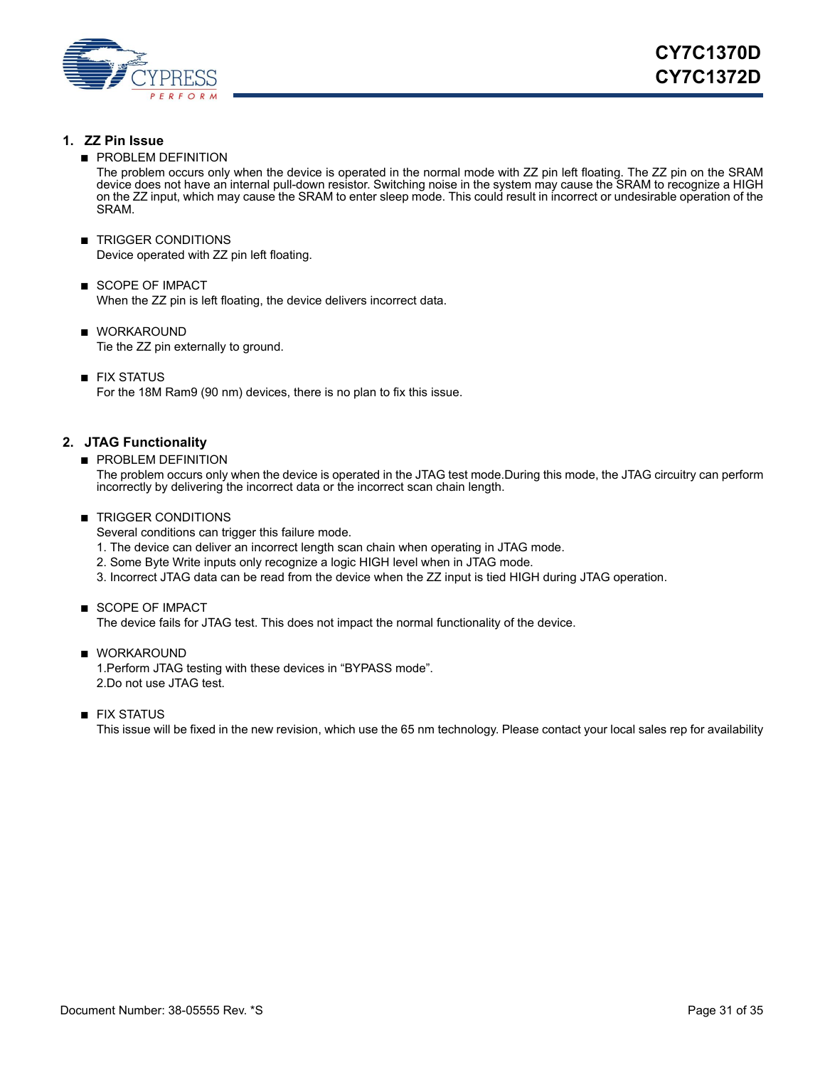## 1. ZZ Pin Issue

- PROBLEM DEFINITION

  The problem occurs only when the device is operated in the normal mode with ZZ pin left floating. The ZZ pin on the SRAM device does not have an internal pull-down resistor. Switching noise in the system may cause the SRAM to recognize a HIGH on the ZZ input, which may cause the SRAM to enter sleep mode. This could result in incorrect or undesirable operation of the SRAM.

- TRIGGER CONDITIONS

  Device operated with ZZ pin left floating.

- SCOPE OF IMPACT

  When the ZZ pin is left floating, the device delivers incorrect data.

- WORKAROUND

  Tie the ZZ pin externally to ground.

- FIX STATUS

  For the 18M Ram9 (90 nm) devices, there is no plan to fix this issue.

## 2. JTAG Functionality

- PROBLEM DEFINITION

  The problem occurs only when the device is operated in the JTAG test mode.During this mode, the JTAG circuitry can perform incorrectly by delivering the incorrect data or the incorrect scan chain length.

- TRIGGER CONDITIONS

  Several conditions can trigger this failure mode.

  1. The device can deliver an incorrect length scan chain when operating in JTAG mode.
  2. Some Byte Write inputs only recognize a logic HIGH level when in JTAG mode.
  3. Incorrect JTAG data can be read from the device when the ZZ input is tied HIGH during JTAG operation.

- SCOPE OF IMPACT

  The device fails for JTAG test. This does not impact the normal functionality of the device.

- WORKAROUND

  1.Perform JTAG testing with these devices in “BYPASS mode”.

  2.Do not use JTAG test.

- FIX STATUS

  This issue will be fixed in the new revision, which use the 65 nm technology. Please contact your local sales rep for availability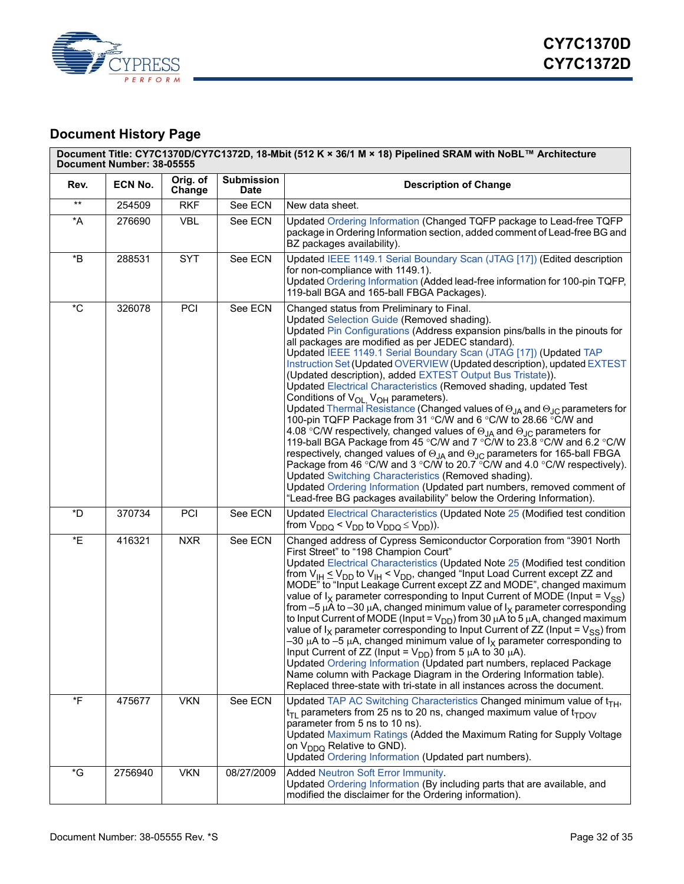## Document History Page

| Document Title: CY7C1370D/CY7C1372D, 18-Mbit (512 K × 36/1 M × 18) Pipelined SRAM with NoBL™ Architecture<br>Document Number: 38-05555 | | | | |
|---|---|---|---|---|
| **Rev.** | **ECN No.** | **Orig. of Change** | **Submission Date** | **Description of Change** |
| ** | 254509 | RKF | See ECN | New data sheet. |
| *A | 276690 | VBL | See ECN | Updated Ordering Information (Changed TQFP package to Lead-free TQFP package in Ordering Information section, added comment of Lead-free BG and BZ packages availability). |
| *B | 288531 | SYT | See ECN | Updated IEEE 1149.1 Serial Boundary Scan (JTAG [17]) (Edited description for non-compliance with 1149.1).<br>Updated Ordering Information (Added lead-free information for 100-pin TQFP, 119-ball BGA and 165-ball FBGA Packages). |
| *C | 326078 | PCI | See ECN | Changed status from Preliminary to Final.<br>Updated Selection Guide (Removed shading).<br>Updated Pin Configurations (Address expansion pins/balls in the pinouts for all packages are modified as per JEDEC standard).<br>Updated IEEE 1149.1 Serial Boundary Scan (JTAG [17]) (Updated TAP Instruction Set (Updated OVERVIEW (Updated description), updated EXTEST (Updated description), added EXTEST Output Bus Tristate)).<br>Updated Electrical Characteristics (Removed shading, updated Test Conditions of $V_{OL}$, $V_{OH}$ parameters).<br>Updated Thermal Resistance (Changed values of $\Theta_{JA}$ and $\Theta_{JC}$ parameters for 100-pin TQFP Package from 31 °C/W and 6 °C/W to 28.66 °C/W and 4.08 °C/W respectively, changed values of $\Theta_{JA}$ and $\Theta_{JC}$ parameters for 119-ball BGA Package from 45 °C/W and 7 °C/W to 23.8 °C/W and 6.2 °C/W respectively, changed values of $\Theta_{JA}$ and $\Theta_{JC}$ parameters for 165-ball FBGA Package from 46 °C/W and 3 °C/W to 20.7 °C/W and 4.0 °C/W respectively).<br>Updated Switching Characteristics (Removed shading).<br>Updated Ordering Information (Updated part numbers, removed comment of "Lead-free BG packages availability" below the Ordering Information). |
| *D | 370734 | PCI | See ECN | Updated Electrical Characteristics (Updated Note 25 (Modified test condition from $V_{DDQ} < V_{DD}$ to $V_{DDQ} \leq V_{DD}$)). |
| *E | 416321 | NXR | See ECN | Changed address of Cypress Semiconductor Corporation from "3901 North First Street" to "198 Champion Court"<br>Updated Electrical Characteristics (Updated Note 25 (Modified test condition from $V_{IH} \leq V_{DD}$ to $V_{IH} < V_{DD}$, changed "Input Load Current except ZZ and MODE" to "Input Leakage Current except ZZ and MODE", changed maximum value of $I_X$ parameter corresponding to Input Current of MODE (Input = $V_{SS}$) from –5 µA to –30 µA, changed minimum value of $I_X$ parameter corresponding to Input Current of MODE (Input = $V_{DD}$) from 30 µA to 5 µA, changed maximum value of $I_X$ parameter corresponding to Input Current of ZZ (Input = $V_{SS}$) from –30 µA to –5 µA, changed minimum value of $I_X$ parameter corresponding to Input Current of ZZ (Input = $V_{DD}$) from 5 µA to 30 µA).<br>Updated Ordering Information (Updated part numbers, replaced Package Name column with Package Diagram in the Ordering Information table).<br>Replaced three-state with tri-state in all instances across the document. |
| *F | 475677 | VKN | See ECN | Updated TAP AC Switching Characteristics Changed minimum value of $t_{TH}$, $t_{TL}$ parameters from 25 ns to 20 ns, changed maximum value of $t_{TDOV}$ parameter from 5 ns to 10 ns).<br>Updated Maximum Ratings (Added the Maximum Rating for Supply Voltage on $V_{DDQ}$ Relative to GND).<br>Updated Ordering Information (Updated part numbers). |
| *G | 2756940 | VKN | 08/27/2009 | Added Neutron Soft Error Immunity.<br>Updated Ordering Information (By including parts that are available, and modified the disclaimer for the Ordering information). |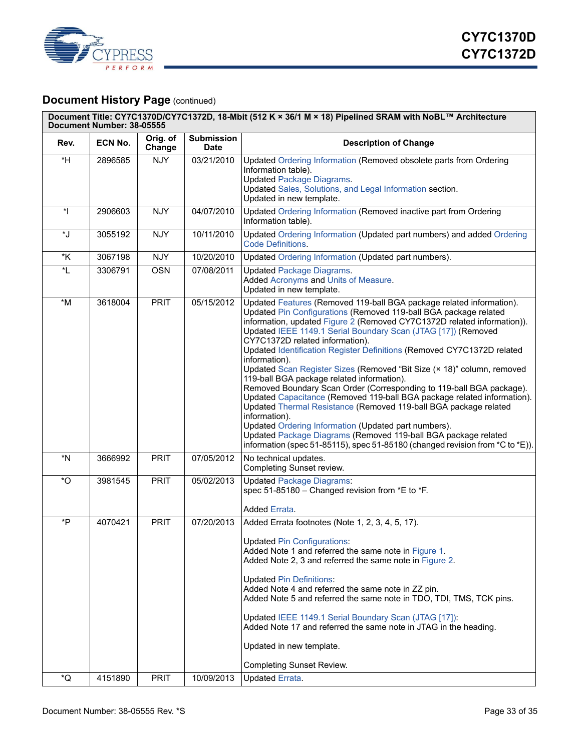## Document History Page (continued)

| Document Title: CY7C1370D/CY7C1372D, 18-Mbit (512 K × 36/1 M × 18) Pipelined SRAM with NoBL™ Architecture<br>Document Number: 38-05555 | | | | |
|---|---|---|---|---|
| **Rev.** | **ECN No.** | **Orig. of Change** | **Submission Date** | **Description of Change** |
| *H | 2896585 | NJY | 03/21/2010 | Updated Ordering Information (Removed obsolete parts from Ordering Information table).<br>Updated Package Diagrams.<br>Updated Sales, Solutions, and Legal Information section.<br>Updated in new template. |
| *I | 2906603 | NJY | 04/07/2010 | Updated Ordering Information (Removed inactive part from Ordering Information table). |
| *J | 3055192 | NJY | 10/11/2010 | Updated Ordering Information (Updated part numbers) and added Ordering Code Definitions. |
| *K | 3067198 | NJY | 10/20/2010 | Updated Ordering Information (Updated part numbers). |
| *L | 3306791 | OSN | 07/08/2011 | Updated Package Diagrams.<br>Added Acronyms and Units of Measure.<br>Updated in new template. |
| *M | 3618004 | PRIT | 05/15/2012 | Updated Features (Removed 119-ball BGA package related information).<br>Updated Pin Configurations (Removed 119-ball BGA package related information, updated Figure 2 (Removed CY7C1372D related information)).<br>Updated IEEE 1149.1 Serial Boundary Scan (JTAG [17]) (Removed CY7C1372D related information).<br>Updated Identification Register Definitions (Removed CY7C1372D related information).<br>Updated Scan Register Sizes (Removed "Bit Size (× 18)" column, removed 119-ball BGA package related information).<br>Removed Boundary Scan Order (Corresponding to 119-ball BGA package).<br>Updated Capacitance (Removed 119-ball BGA package related information).<br>Updated Thermal Resistance (Removed 119-ball BGA package related information).<br>Updated Ordering Information (Updated part numbers).<br>Updated Package Diagrams (Removed 119-ball BGA package related information (spec 51-85115), spec 51-85180 (changed revision from *C to *E)). |
| *N | 3666992 | PRIT | 07/05/2012 | No technical updates.<br>Completing Sunset review. |
| *O | 3981545 | PRIT | 05/02/2013 | Updated Package Diagrams:<br>spec 51-85180 – Changed revision from *E to *F.<br><br>Added Errata. |
| *P | 4070421 | PRIT | 07/20/2013 | Added Errata footnotes (Note 1, 2, 3, 4, 5, 17).<br><br>Updated Pin Configurations:<br>Added Note 1 and referred the same note in Figure 1.<br>Added Note 2, 3 and referred the same note in Figure 2.<br><br>Updated Pin Definitions:<br>Added Note 4 and referred the same note in ZZ pin.<br>Added Note 5 and referred the same note in TDO, TDI, TMS, TCK pins.<br><br>Updated IEEE 1149.1 Serial Boundary Scan (JTAG [17]):<br>Added Note 17 and referred the same note in JTAG in the heading.<br><br>Updated in new template.<br><br>Completing Sunset Review. |
| *Q | 4151890 | PRIT | 10/09/2013 | Updated Errata. |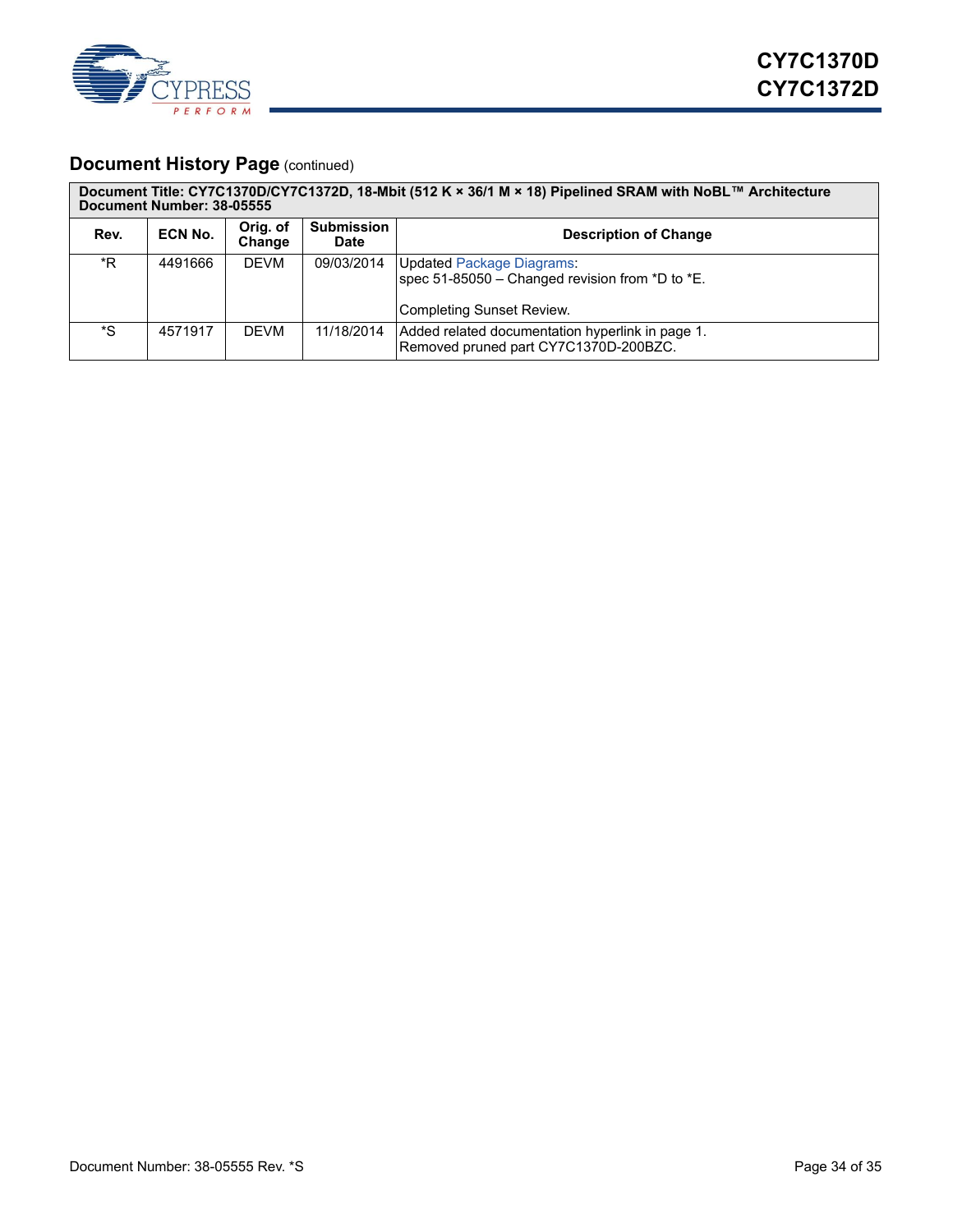## Document History Page (continued)

| Document Title: CY7C1370D/CY7C1372D, 18-Mbit (512 K × 36/1 M × 18) Pipelined SRAM with NoBL™ Architecture Document Number: 38-05555 | | | | |
|---|---|---|---|---|
| **Rev.** | **ECN No.** | **Orig. of Change** | **Submission Date** | **Description of Change** |
| *R | 4491666 | DEVM | 09/03/2014 | Updated Package Diagrams: spec 51-85050 – Changed revision from *D to *E. Completing Sunset Review. |
| *S | 4571917 | DEVM | 11/18/2014 | Added related documentation hyperlink in page 1. Removed pruned part CY7C1370D-200BZC. |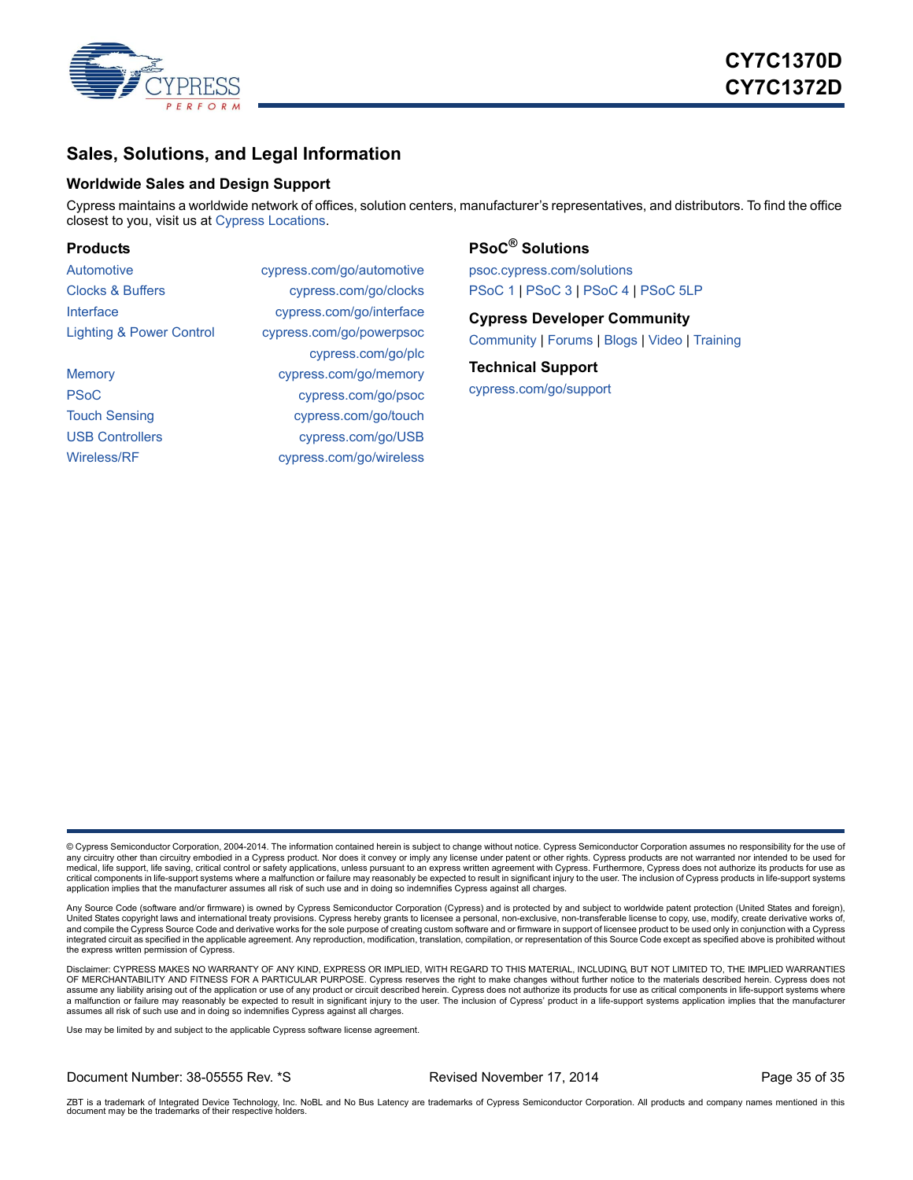## Sales, Solutions, and Legal Information

### Worldwide Sales and Design Support

Cypress maintains a worldwide network of offices, solution centers, manufacturer's representatives, and distributors. To find the office closest to you, visit us at Cypress Locations.

### Products

| | |
|---|---|
| Automotive | cypress.com/go/automotive |
| Clocks & Buffers | cypress.com/go/clocks |
| Interface | cypress.com/go/interface |
| Lighting & Power Control | cypress.com/go/powerpsoc<br>cypress.com/go/plc |
| Memory | cypress.com/go/memory |
| PSoC | cypress.com/go/psoc |
| Touch Sensing | cypress.com/go/touch |
| USB Controllers | cypress.com/go/USB |
| Wireless/RF | cypress.com/go/wireless |

### PSoC® Solutions

psoc.cypress.com/solutions

PSoC 1 | PSoC 3 | PSoC 4 | PSoC 5LP

### Cypress Developer Community

Community | Forums | Blogs | Video | Training

### Technical Support

cypress.com/go/support

---

© Cypress Semiconductor Corporation, 2004-2014. The information contained herein is subject to change without notice. Cypress Semiconductor Corporation assumes no responsibility for the use of any circuitry other than circuitry embodied in a Cypress product. Nor does it convey or imply any license under patent or other rights. Cypress products are not warranted nor intended to be used for medical, life support, life saving, critical control or safety applications, unless pursuant to an express written agreement with Cypress. Furthermore, Cypress does not authorize its products for use as critical components in life-support systems where a malfunction or failure may reasonably be expected to result in significant injury to the user. The inclusion of Cypress products in life-support systems application implies that the manufacturer assumes all risk of such use and in doing so indemnifies Cypress against all charges.

Any Source Code (software and/or firmware) is owned by Cypress Semiconductor Corporation (Cypress) and is protected by and subject to worldwide patent protection (United States and foreign), United States copyright laws and international treaty provisions. Cypress hereby grants to licensee a personal, non-exclusive, non-transferable license to copy, use, modify, create derivative works of, and compile the Cypress Source Code and derivative works for the sole purpose of creating custom software and or firmware in support of licensee product to be used only in conjunction with a Cypress integrated circuit as specified in the applicable agreement. Any reproduction, modification, translation, compilation, or representation of this Source Code except as specified above is prohibited without the express written permission of Cypress.

Disclaimer: CYPRESS MAKES NO WARRANTY OF ANY KIND, EXPRESS OR IMPLIED, WITH REGARD TO THIS MATERIAL, INCLUDING, BUT NOT LIMITED TO, THE IMPLIED WARRANTIES OF MERCHANTABILITY AND FITNESS FOR A PARTICULAR PURPOSE. Cypress reserves the right to make changes without further notice to the materials described herein. Cypress does not assume any liability arising out of the application or use of any product or circuit described herein. Cypress does not authorize its products for use as critical components in life-support systems where a malfunction or failure may reasonably be expected to result in significant injury to the user. The inclusion of Cypress' product in a life-support systems application implies that the manufacturer assumes all risk of such use and in doing so indemnifies Cypress against all charges.

Use may be limited by and subject to the applicable Cypress software license agreement.

Document Number: 38-05555 Rev. *S Revised November 17, 2014

ZBT is a trademark of Integrated Device Technology, Inc. NoBL and No Bus Latency are trademarks of Cypress Semiconductor Corporation. All products and company names mentioned in this document may be the trademarks of their respective holders.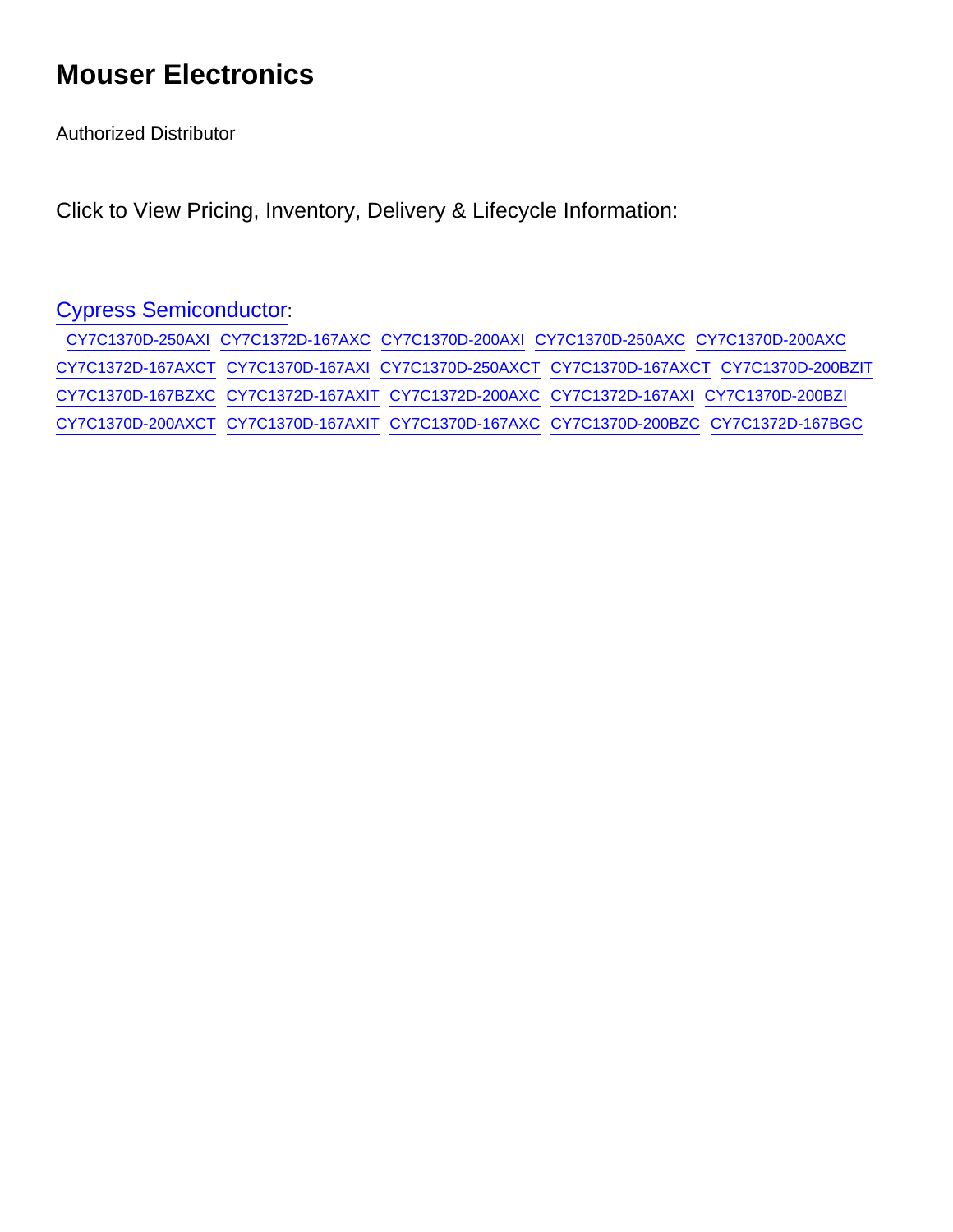# Mouser Electronics

Authorized Distributor

Click to View Pricing, Inventory, Delivery & Lifecycle Information:

Cypress Semiconductor:

CY7C1370D-250AXI CY7C1372D-167AXC CY7C1370D-200AXI CY7C1370D-250AXC CY7C1370D-200AXC CY7C1372D-167AXCT CY7C1370D-167AXI CY7C1370D-250AXCT CY7C1370D-167AXCT CY7C1370D-200BZIT CY7C1370D-167BZXC CY7C1372D-167AXIT CY7C1372D-200AXC CY7C1372D-167AXI CY7C1370D-200BZI CY7C1370D-200AXCT CY7C1370D-167AXIT CY7C1370D-167AXC CY7C1370D-200BZC CY7C1372D-167BGC